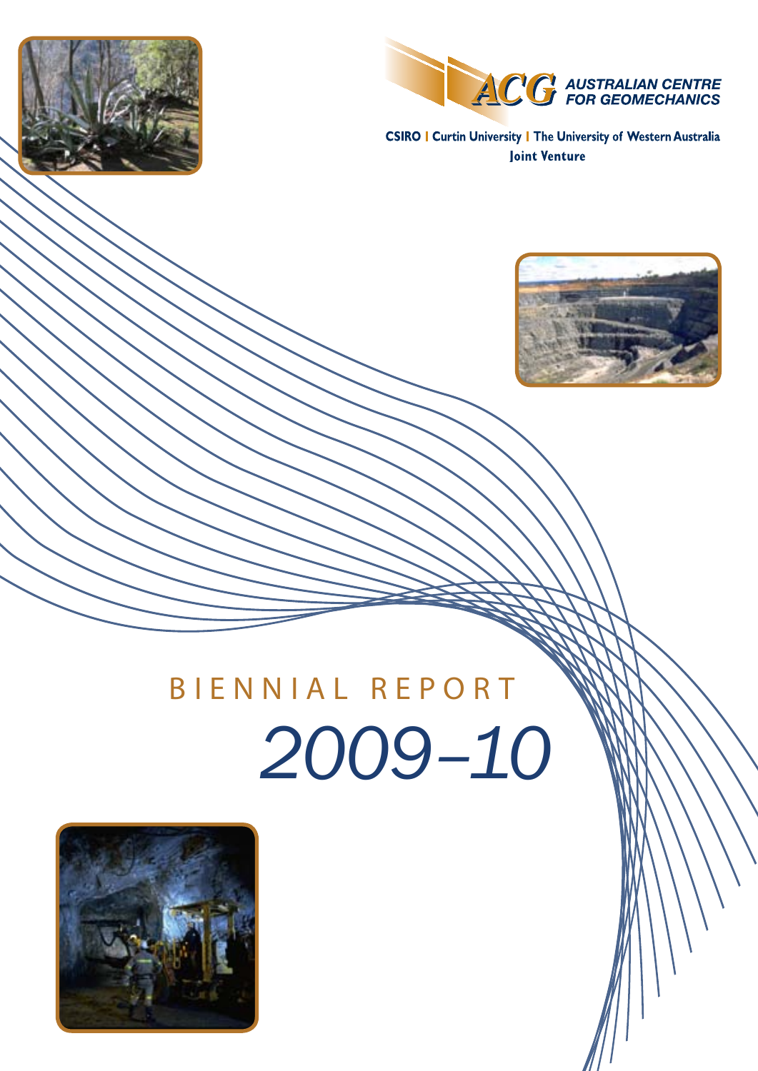ACG AUSTRALIAN CENTRE FOR GEOMECHANICS

CSIRO | Curtin University | The University of Western Australia
Joint Venture

# BIENNIAL REPORT

# *2009–10*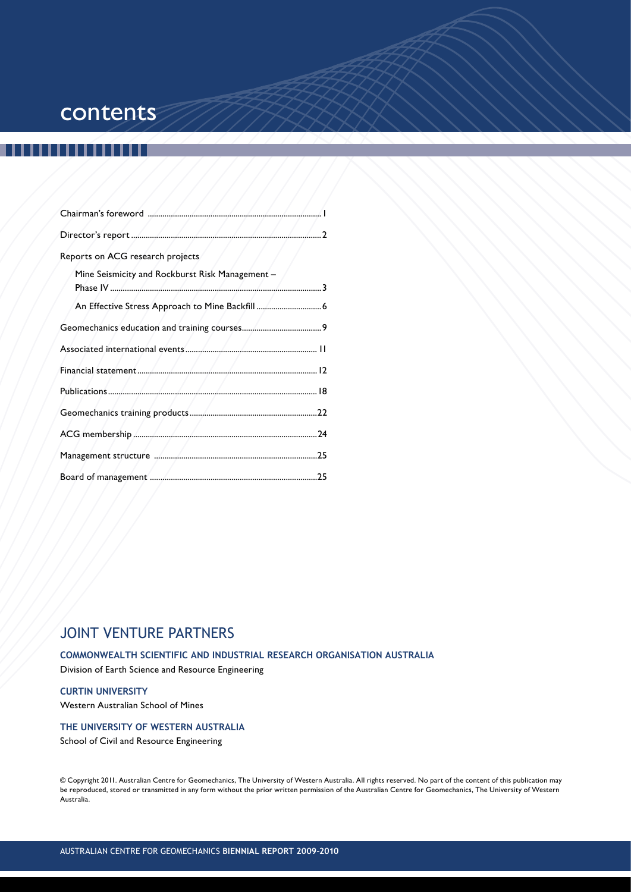# contents

- Chairman's foreword ........ 1
- Director's report ........ 2
- Reports on ACG research projects
  - Mine Seismicity and Rockburst Risk Management – Phase IV ........ 3
  - An Effective Stress Approach to Mine Backfill ........ 6
- Geomechanics education and training courses ........ 9
- Associated international events ........ 11
- Financial statement ........ 12
- Publications ........ 18
- Geomechanics training products ........ 22
- ACG membership ........ 24
- Management structure ........ 25
- Board of management ........ 25

## JOINT VENTURE PARTNERS

**COMMONWEALTH SCIENTIFIC AND INDUSTRIAL RESEARCH ORGANISATION AUSTRALIA**

Division of Earth Science and Resource Engineering

**CURTIN UNIVERSITY**

Western Australian School of Mines

**THE UNIVERSITY OF WESTERN AUSTRALIA**

School of Civil and Resource Engineering

© Copyright 2011. Australian Centre for Geomechanics, The University of Western Australia. All rights reserved. No part of the content of this publication may be reproduced, stored or transmitted in any form without the prior written permission of the Australian Centre for Geomechanics, The University of Western Australia.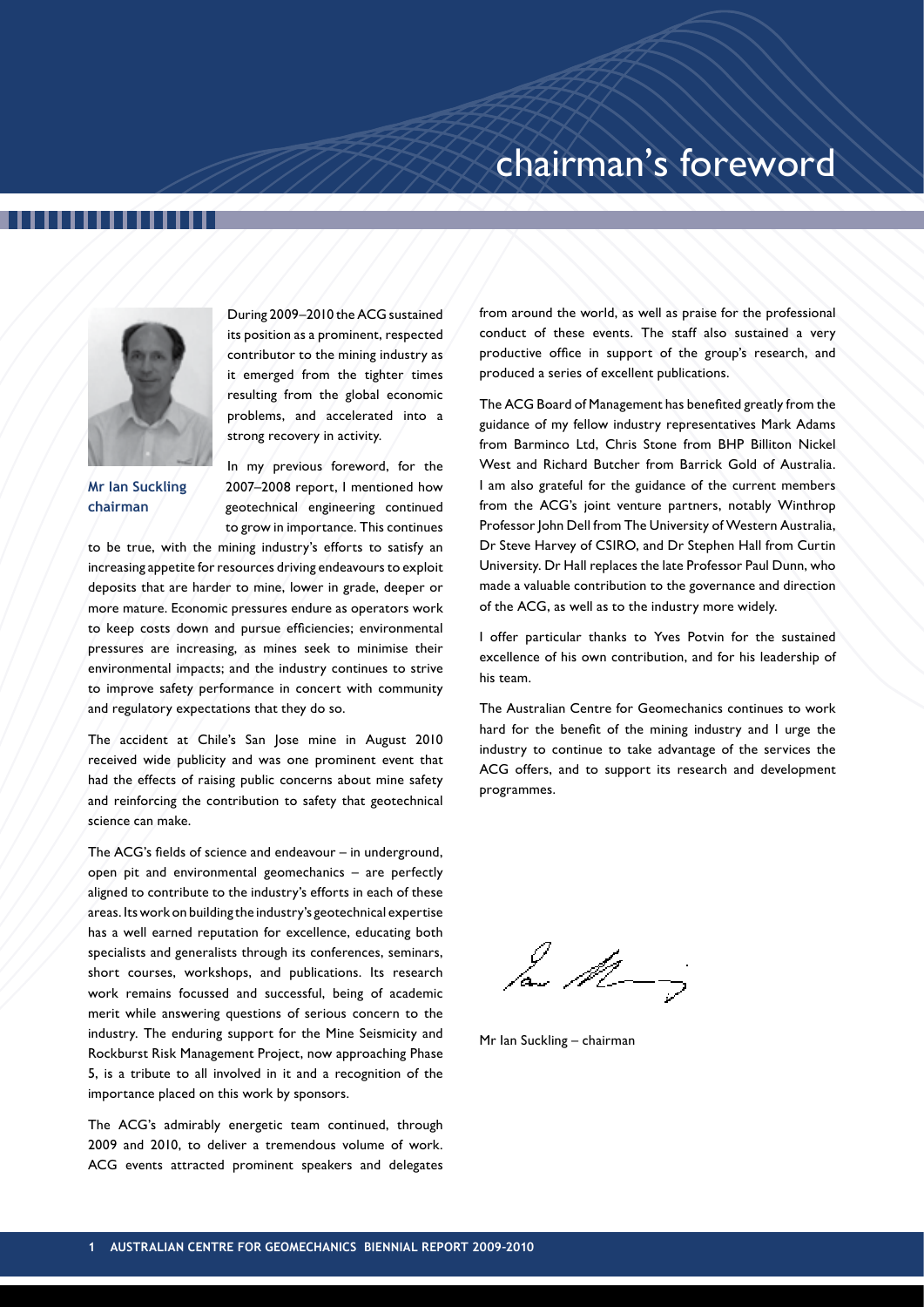# chairman's foreword

**Mr Ian Suckling**
**chairman**

During 2009–2010 the ACG sustained its position as a prominent, respected contributor to the mining industry as it emerged from the tighter times resulting from the global economic problems, and accelerated into a strong recovery in activity.

In my previous foreword, for the 2007–2008 report, I mentioned how geotechnical engineering continued to grow in importance. This continues to be true, with the mining industry's efforts to satisfy an increasing appetite for resources driving endeavours to exploit deposits that are harder to mine, lower in grade, deeper or more mature. Economic pressures endure as operators work to keep costs down and pursue efficiencies; environmental pressures are increasing, as mines seek to minimise their environmental impacts; and the industry continues to strive to improve safety performance in concert with community and regulatory expectations that they do so.

The accident at Chile's San Jose mine in August 2010 received wide publicity and was one prominent event that had the effects of raising public concerns about mine safety and reinforcing the contribution to safety that geotechnical science can make.

The ACG's fields of science and endeavour – in underground, open pit and environmental geomechanics – are perfectly aligned to contribute to the industry's efforts in each of these areas. Its work on building the industry's geotechnical expertise has a well earned reputation for excellence, educating both specialists and generalists through its conferences, seminars, short courses, workshops, and publications. Its research work remains focussed and successful, being of academic merit while answering questions of serious concern to the industry. The enduring support for the Mine Seismicity and Rockburst Risk Management Project, now approaching Phase 5, is a tribute to all involved in it and a recognition of the importance placed on this work by sponsors.

The ACG's admirably energetic team continued, through 2009 and 2010, to deliver a tremendous volume of work. ACG events attracted prominent speakers and delegates from around the world, as well as praise for the professional conduct of these events. The staff also sustained a very productive office in support of the group's research, and produced a series of excellent publications.

The ACG Board of Management has benefited greatly from the guidance of my fellow industry representatives Mark Adams from Barminco Ltd, Chris Stone from BHP Billiton Nickel West and Richard Butcher from Barrick Gold of Australia. I am also grateful for the guidance of the current members from the ACG's joint venture partners, notably Winthrop Professor John Dell from The University of Western Australia, Dr Steve Harvey of CSIRO, and Dr Stephen Hall from Curtin University. Dr Hall replaces the late Professor Paul Dunn, who made a valuable contribution to the governance and direction of the ACG, as well as to the industry more widely.

I offer particular thanks to Yves Potvin for the sustained excellence of his own contribution, and for his leadership of his team.

The Australian Centre for Geomechanics continues to work hard for the benefit of the mining industry and I urge the industry to continue to take advantage of the services the ACG offers, and to support its research and development programmes.

Mr Ian Suckling – chairman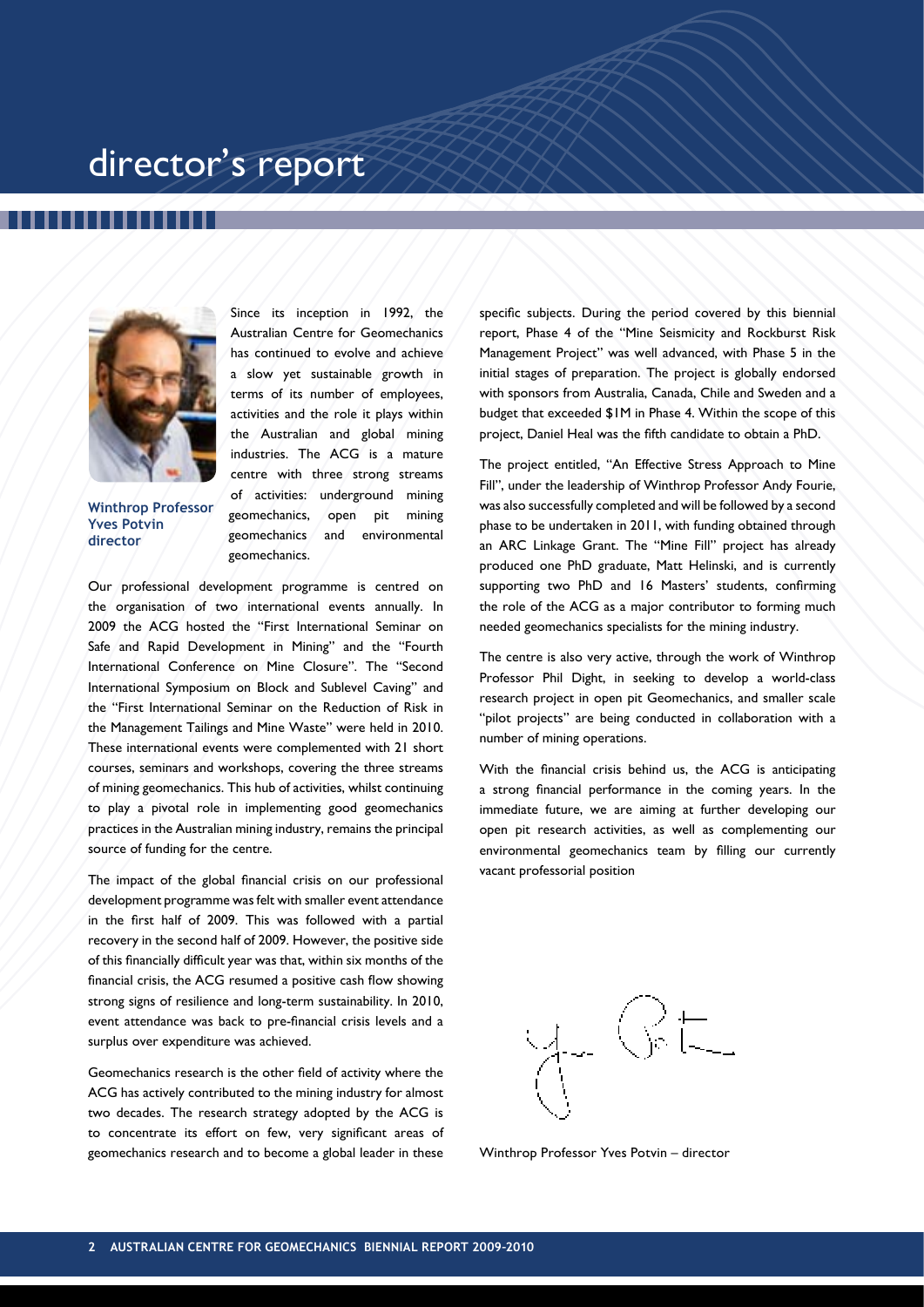# director's report

**Winthrop Professor Yves Potvin**
**director**

Since its inception in 1992, the Australian Centre for Geomechanics has continued to evolve and achieve a slow yet sustainable growth in terms of its number of employees, activities and the role it plays within the Australian and global mining industries. The ACG is a mature centre with three strong streams of activities: underground mining geomechanics, open pit mining geomechanics and environmental geomechanics.

Our professional development programme is centred on the organisation of two international events annually. In 2009 the ACG hosted the "First International Seminar on Safe and Rapid Development in Mining" and the "Fourth International Conference on Mine Closure". The "Second International Symposium on Block and Sublevel Caving" and the "First International Seminar on the Reduction of Risk in the Management Tailings and Mine Waste" were held in 2010. These international events were complemented with 21 short courses, seminars and workshops, covering the three streams of mining geomechanics. This hub of activities, whilst continuing to play a pivotal role in implementing good geomechanics practices in the Australian mining industry, remains the principal source of funding for the centre.

The impact of the global financial crisis on our professional development programme was felt with smaller event attendance in the first half of 2009. This was followed with a partial recovery in the second half of 2009. However, the positive side of this financially difficult year was that, within six months of the financial crisis, the ACG resumed a positive cash flow showing strong signs of resilience and long-term sustainability. In 2010, event attendance was back to pre-financial crisis levels and a surplus over expenditure was achieved.

Geomechanics research is the other field of activity where the ACG has actively contributed to the mining industry for almost two decades. The research strategy adopted by the ACG is to concentrate its effort on few, very significant areas of geomechanics research and to become a global leader in these specific subjects. During the period covered by this biennial report, Phase 4 of the "Mine Seismicity and Rockburst Risk Management Project" was well advanced, with Phase 5 in the initial stages of preparation. The project is globally endorsed with sponsors from Australia, Canada, Chile and Sweden and a budget that exceeded $1M in Phase 4. Within the scope of this project, Daniel Heal was the fifth candidate to obtain a PhD.

The project entitled, "An Effective Stress Approach to Mine Fill", under the leadership of Winthrop Professor Andy Fourie, was also successfully completed and will be followed by a second phase to be undertaken in 2011, with funding obtained through an ARC Linkage Grant. The "Mine Fill" project has already produced one PhD graduate, Matt Helinski, and is currently supporting two PhD and 16 Masters' students, confirming the role of the ACG as a major contributor to forming much needed geomechanics specialists for the mining industry.

The centre is also very active, through the work of Winthrop Professor Phil Dight, in seeking to develop a world-class research project in open pit Geomechanics, and smaller scale "pilot projects" are being conducted in collaboration with a number of mining operations.

With the financial crisis behind us, the ACG is anticipating a strong financial performance in the coming years. In the immediate future, we are aiming at further developing our open pit research activities, as well as complementing our environmental geomechanics team by filling our currently vacant professorial position

Winthrop Professor Yves Potvin – director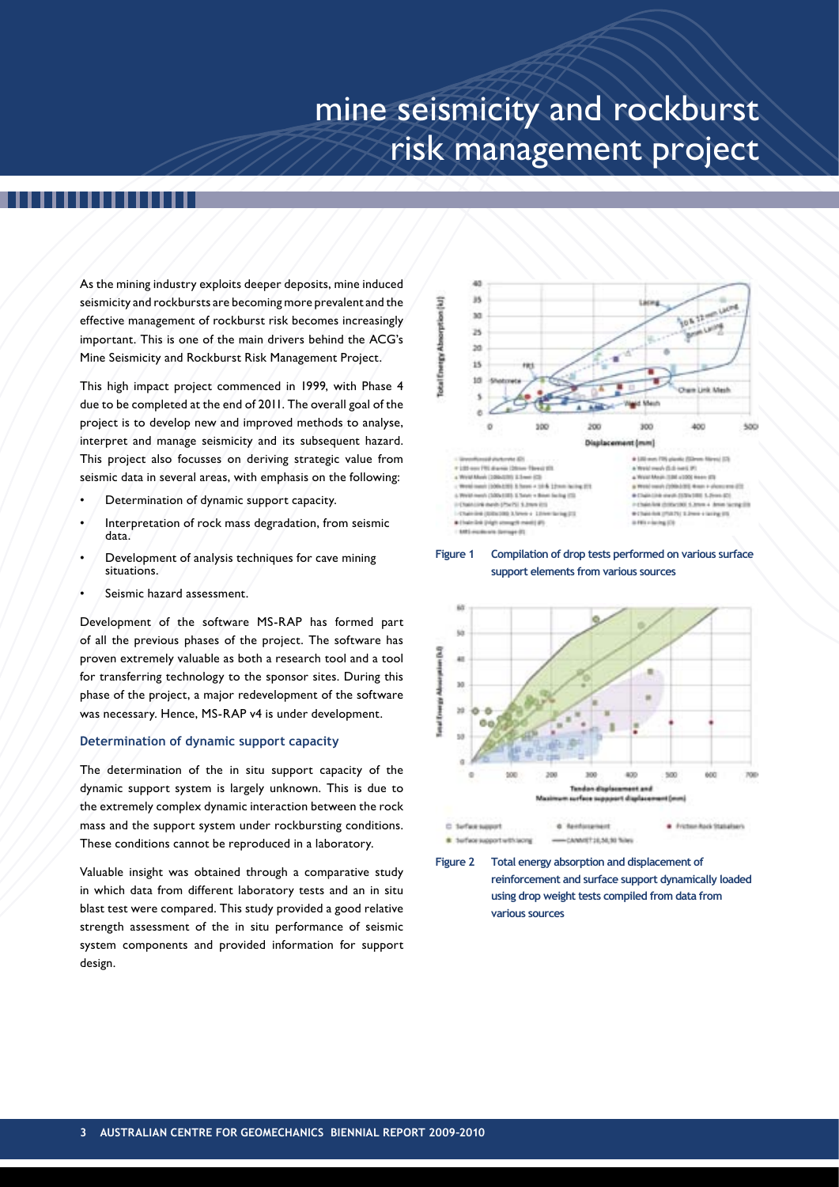# mine seismicity and rockburst risk management project

As the mining industry exploits deeper deposits, mine induced seismicity and rockbursts are becoming more prevalent and the effective management of rockburst risk becomes increasingly important. This is one of the main drivers behind the ACG's Mine Seismicity and Rockburst Risk Management Project.

This high impact project commenced in 1999, with Phase 4 due to be completed at the end of 2011. The overall goal of the project is to develop new and improved methods to analyse, interpret and manage seismicity and its subsequent hazard. This project also focusses on deriving strategic value from seismic data in several areas, with emphasis on the following:

- Determination of dynamic support capacity.
- Interpretation of rock mass degradation, from seismic data.
- Development of analysis techniques for cave mining situations.
- Seismic hazard assessment.

Development of the software MS-RAP has formed part of all the previous phases of the project. The software has proven extremely valuable as both a research tool and a tool for transferring technology to the sponsor sites. During this phase of the project, a major redevelopment of the software was necessary. Hence, MS-RAP v4 is under development.

### Determination of dynamic support capacity

The determination of the in situ support capacity of the dynamic support system is largely unknown. This is due to the extremely complex dynamic interaction between the rock mass and the support system under rockbursting conditions. These conditions cannot be reproduced in a laboratory.

Valuable insight was obtained through a comparative study in which data from different laboratory tests and an in situ blast test were compared. This study provided a good relative strength assessment of the in situ performance of seismic system components and provided information for support design.

**Figure 1** Compilation of drop tests performed on various surface support elements from various sources

**Figure 2** Total energy absorption and displacement of reinforcement and surface support dynamically loaded using drop weight tests compiled from data from various sources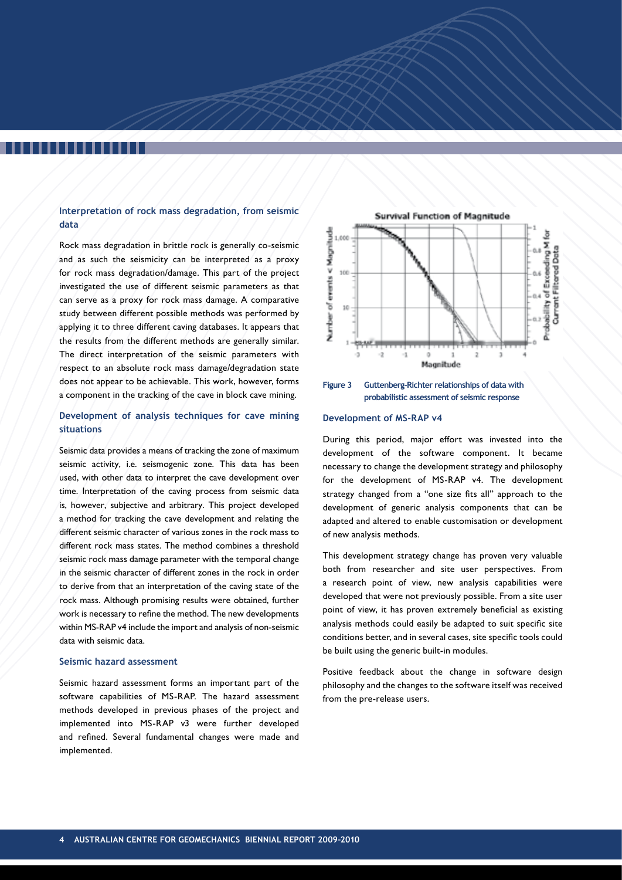### Interpretation of rock mass degradation, from seismic data

Rock mass degradation in brittle rock is generally co-seismic and as such the seismicity can be interpreted as a proxy for rock mass degradation/damage. This part of the project investigated the use of different seismic parameters as that can serve as a proxy for rock mass damage. A comparative study between different possible methods was performed by applying it to three different caving databases. It appears that the results from the different methods are generally similar. The direct interpretation of the seismic parameters with respect to an absolute rock mass damage/degradation state does not appear to be achievable. This work, however, forms a component in the tracking of the cave in block cave mining.

### Development of analysis techniques for cave mining situations

Seismic data provides a means of tracking the zone of maximum seismic activity, i.e. seismogenic zone. This data has been used, with other data to interpret the cave development over time. Interpretation of the caving process from seismic data is, however, subjective and arbitrary. This project developed a method for tracking the cave development and relating the different seismic character of various zones in the rock mass to different rock mass states. The method combines a threshold seismic rock mass damage parameter with the temporal change in the seismic character of different zones in the rock in order to derive from that an interpretation of the caving state of the rock mass. Although promising results were obtained, further work is necessary to refine the method. The new developments within MS-RAP v4 include the import and analysis of non-seismic data with seismic data.

### Seismic hazard assessment

Seismic hazard assessment forms an important part of the software capabilities of MS-RAP. The hazard assessment methods developed in previous phases of the project and implemented into MS-RAP v3 were further developed and refined. Several fundamental changes were made and implemented.

**Figure 3** Guttenberg-Richter relationships of data with probabilistic assessment of seismic response

### Development of MS-RAP v4

During this period, major effort was invested into the development of the software component. It became necessary to change the development strategy and philosophy for the development of MS-RAP v4. The development strategy changed from a "one size fits all" approach to the development of generic analysis components that can be adapted and altered to enable customisation or development of new analysis methods.

This development strategy change has proven very valuable both from researcher and site user perspectives. From a research point of view, new analysis capabilities were developed that were not previously possible. From a site user point of view, it has proven extremely beneficial as existing analysis methods could easily be adapted to suit specific site conditions better, and in several cases, site specific tools could be built using the generic built-in modules.

Positive feedback about the change in software design philosophy and the changes to the software itself was received from the pre-release users.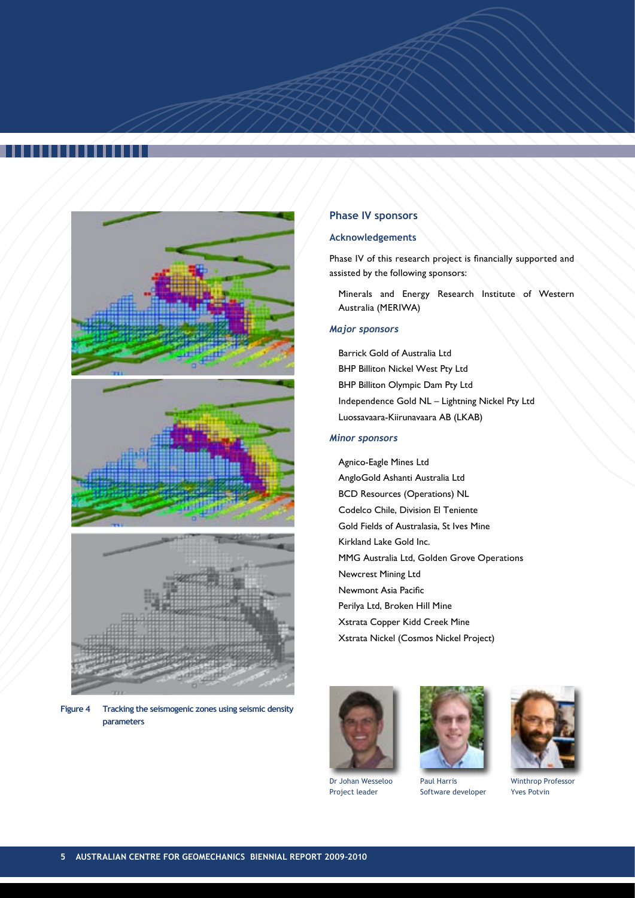Figure 4 Tracking the seismogenic zones using seismic density parameters

## Phase IV sponsors

### Acknowledgements

Phase IV of this research project is financially supported and assisted by the following sponsors:

Minerals and Energy Research Institute of Western Australia (MERIWA)

### *Major sponsors*

Barrick Gold of Australia Ltd
BHP Billiton Nickel West Pty Ltd
BHP Billiton Olympic Dam Pty Ltd
Independence Gold NL – Lightning Nickel Pty Ltd
Luossavaara-Kiirunavaara AB (LKAB)

### *Minor sponsors*

Agnico-Eagle Mines Ltd
AngloGold Ashanti Australia Ltd
BCD Resources (Operations) NL
Codelco Chile, Division El Teniente
Gold Fields of Australasia, St Ives Mine
Kirkland Lake Gold Inc.
MMG Australia Ltd, Golden Grove Operations
Newcrest Mining Ltd
Newmont Asia Pacific
Perilya Ltd, Broken Hill Mine
Xstrata Copper Kidd Creek Mine
Xstrata Nickel (Cosmos Nickel Project)

Dr Johan Wesseloo
Project leader

Paul Harris
Software developer

Winthrop Professor
Yves Potvin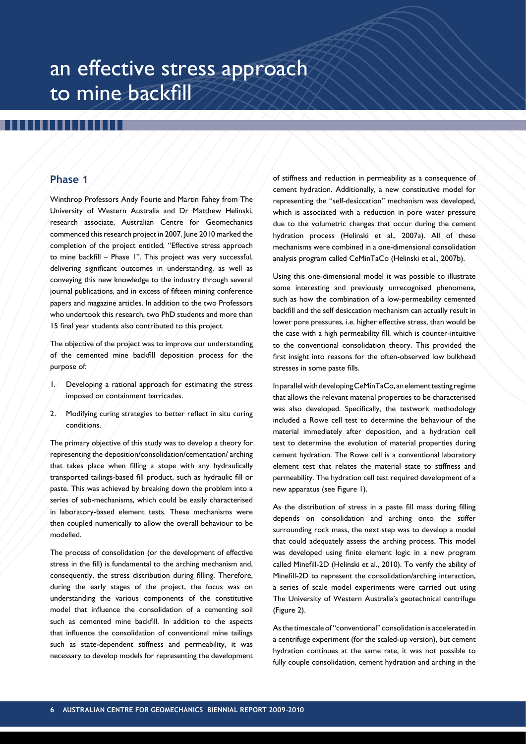# an effective stress approach to mine backfill

## Phase 1

Winthrop Professors Andy Fourie and Martin Fahey from The University of Western Australia and Dr Matthew Helinski, research associate, Australian Centre for Geomechanics commenced this research project in 2007. June 2010 marked the completion of the project entitled, "Effective stress approach to mine backfill – Phase 1". This project was very successful, delivering significant outcomes in understanding, as well as conveying this new knowledge to the industry through several journal publications, and in excess of fifteen mining conference papers and magazine articles. In addition to the two Professors who undertook this research, two PhD students and more than 15 final year students also contributed to this project.

The objective of the project was to improve our understanding of the cemented mine backfill deposition process for the purpose of:

1. Developing a rational approach for estimating the stress imposed on containment barricades.
2. Modifying curing strategies to better reflect in situ curing conditions.

The primary objective of this study was to develop a theory for representing the deposition/consolidation/cementation/ arching that takes place when filling a stope with any hydraulically transported tailings-based fill product, such as hydraulic fill or paste. This was achieved by breaking down the problem into a series of sub-mechanisms, which could be easily characterised in laboratory-based element tests. These mechanisms were then coupled numerically to allow the overall behaviour to be modelled.

The process of consolidation (or the development of effective stress in the fill) is fundamental to the arching mechanism and, consequently, the stress distribution during filling. Therefore, during the early stages of the project, the focus was on understanding the various components of the constitutive model that influence the consolidation of a cementing soil such as cemented mine backfill. In addition to the aspects that influence the consolidation of conventional mine tailings such as state-dependent stiffness and permeability, it was necessary to develop models for representing the development of stiffness and reduction in permeability as a consequence of cement hydration. Additionally, a new constitutive model for representing the "self-desiccation" mechanism was developed, which is associated with a reduction in pore water pressure due to the volumetric changes that occur during the cement hydration process (Helinski et al., 2007a). All of these mechanisms were combined in a one-dimensional consolidation analysis program called CeMinTaCo (Helinski et al., 2007b).

Using this one-dimensional model it was possible to illustrate some interesting and previously unrecognised phenomena, such as how the combination of a low-permeability cemented backfill and the self desiccation mechanism can actually result in lower pore pressures, i.e. higher effective stress, than would be the case with a high permeability fill, which is counter-intuitive to the conventional consolidation theory. This provided the first insight into reasons for the often-observed low bulkhead stresses in some paste fills.

In parallel with developing CeMinTaCo, an element testing regime that allows the relevant material properties to be characterised was also developed. Specifically, the testwork methodology included a Rowe cell test to determine the behaviour of the material immediately after deposition, and a hydration cell test to determine the evolution of material properties during cement hydration. The Rowe cell is a conventional laboratory element test that relates the material state to stiffness and permeability. The hydration cell test required development of a new apparatus (see Figure 1).

As the distribution of stress in a paste fill mass during filling depends on consolidation and arching onto the stiffer surrounding rock mass, the next step was to develop a model that could adequately assess the arching process. This model was developed using finite element logic in a new program called Minefill-2D (Helinski et al., 2010). To verify the ability of Minefill-2D to represent the consolidation/arching interaction, a series of scale model experiments were carried out using The University of Western Australia's geotechnical centrifuge (Figure 2).

As the timescale of "conventional" consolidation is accelerated in a centrifuge experiment (for the scaled-up version), but cement hydration continues at the same rate, it was not possible to fully couple consolidation, cement hydration and arching in the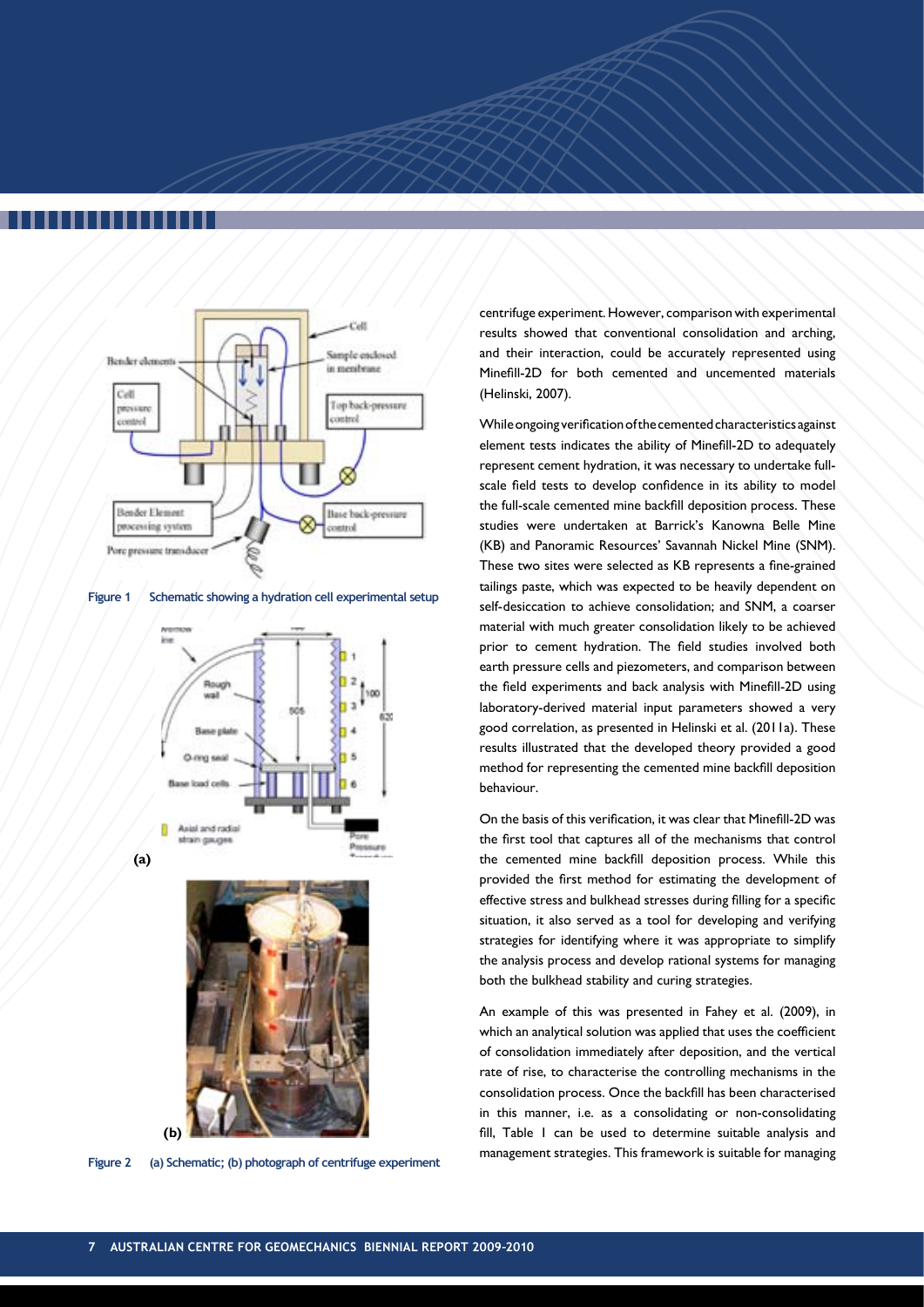Figure 1 Schematic showing a hydration cell experimental setup

(a)

(b)

Figure 2 (a) Schematic; (b) photograph of centrifuge experiment

centrifuge experiment. However, comparison with experimental results showed that conventional consolidation and arching, and their interaction, could be accurately represented using Minefill-2D for both cemented and uncemented materials (Helinski, 2007).

While ongoing verification of the cemented characteristics against element tests indicates the ability of Minefill-2D to adequately represent cement hydration, it was necessary to undertake full-scale field tests to develop confidence in its ability to model the full-scale cemented mine backfill deposition process. These studies were undertaken at Barrick's Kanowna Belle Mine (KB) and Panoramic Resources' Savannah Nickel Mine (SNM). These two sites were selected as KB represents a fine-grained tailings paste, which was expected to be heavily dependent on self-desiccation to achieve consolidation; and SNM, a coarser material with much greater consolidation likely to be achieved prior to cement hydration. The field studies involved both earth pressure cells and piezometers, and comparison between the field experiments and back analysis with Minefill-2D using laboratory-derived material input parameters showed a very good correlation, as presented in Helinski et al. (2011a). These results illustrated that the developed theory provided a good method for representing the cemented mine backfill deposition behaviour.

On the basis of this verification, it was clear that Minefill-2D was the first tool that captures all of the mechanisms that control the cemented mine backfill deposition process. While this provided the first method for estimating the development of effective stress and bulkhead stresses during filling for a specific situation, it also served as a tool for developing and verifying strategies for identifying where it was appropriate to simplify the analysis process and develop rational systems for managing both the bulkhead stability and curing strategies.

An example of this was presented in Fahey et al. (2009), in which an analytical solution was applied that uses the coefficient of consolidation immediately after deposition, and the vertical rate of rise, to characterise the controlling mechanisms in the consolidation process. Once the backfill has been characterised in this manner, i.e. as a consolidating or non-consolidating fill, Table 1 can be used to determine suitable analysis and management strategies. This framework is suitable for managing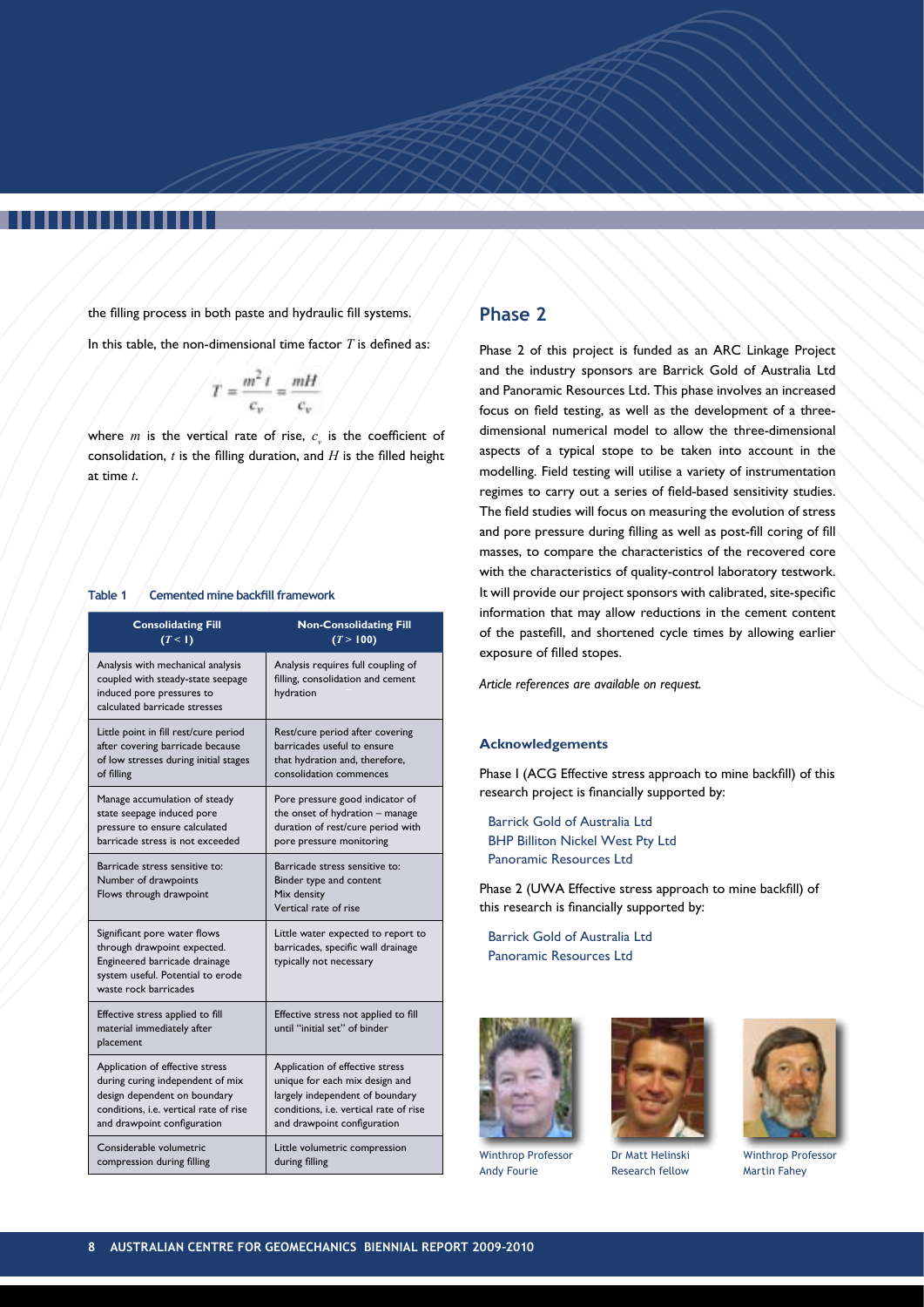the filling process in both paste and hydraulic fill systems.

In this table, the non-dimensional time factor $T$ is defined as:

$$T = \frac{m^2 t}{c_v} = \frac{mH}{c_v}$$

where $m$ is the vertical rate of rise, $c_v$ is the coefficient of consolidation, $t$ is the filling duration, and $H$ is the filled height at time $t$.

**Table 1 Cemented mine backfill framework**

| Consolidating Fill ($T < 1$) | Non-Consolidating Fill ($T > 100$) |
|---|---|
| Analysis with mechanical analysis coupled with steady-state seepage induced pore pressures to calculated barricade stresses | Analysis requires full coupling of filling, consolidation and cement hydration |
| Little point in fill rest/cure period after covering barricade because of low stresses during initial stages of filling | Rest/cure period after covering barricades useful to ensure that hydration and, therefore, consolidation commences |
| Manage accumulation of steady state seepage induced pore pressure to ensure calculated barricade stress is not exceeded | Pore pressure good indicator of the onset of hydration – manage duration of rest/cure period with pore pressure monitoring |
| Barricade stress sensitive to: Number of drawpoints Flows through drawpoint | Barricade stress sensitive to: Binder type and content Mix density Vertical rate of rise |
| Significant pore water flows through drawpoint expected. Engineered barricade drainage system useful. Potential to erode waste rock barricades | Little water expected to report to barricades, specific wall drainage typically not necessary |
| Effective stress applied to fill material immediately after placement | Effective stress not applied to fill until "initial set" of binder |
| Application of effective stress during curing independent of mix design dependent on boundary conditions, i.e. vertical rate of rise and drawpoint configuration | Application of effective stress unique for each mix design and largely independent of boundary conditions, i.e. vertical rate of rise and drawpoint configuration |
| Considerable volumetric compression during filling | Little volumetric compression during filling |

## Phase 2

Phase 2 of this project is funded as an ARC Linkage Project and the industry sponsors are Barrick Gold of Australia Ltd and Panoramic Resources Ltd. This phase involves an increased focus on field testing, as well as the development of a three-dimensional numerical model to allow the three-dimensional aspects of a typical stope to be taken into account in the modelling. Field testing will utilise a variety of instrumentation regimes to carry out a series of field-based sensitivity studies. The field studies will focus on measuring the evolution of stress and pore pressure during filling as well as post-fill coring of fill masses, to compare the characteristics of the recovered core with the characteristics of quality-control laboratory testwork. It will provide our project sponsors with calibrated, site-specific information that may allow reductions in the cement content of the pastefill, and shortened cycle times by allowing earlier exposure of filled stopes.

*Article references are available on request.*

### Acknowledgements

Phase I (ACG Effective stress approach to mine backfill) of this research project is financially supported by:

Barrick Gold of Australia Ltd
BHP Billiton Nickel West Pty Ltd
Panoramic Resources Ltd

Phase 2 (UWA Effective stress approach to mine backfill) of this research is financially supported by:

Barrick Gold of Australia Ltd
Panoramic Resources Ltd

Winthrop Professor Andy Fourie

Dr Matt Helinski Research fellow

Winthrop Professor Martin Fahey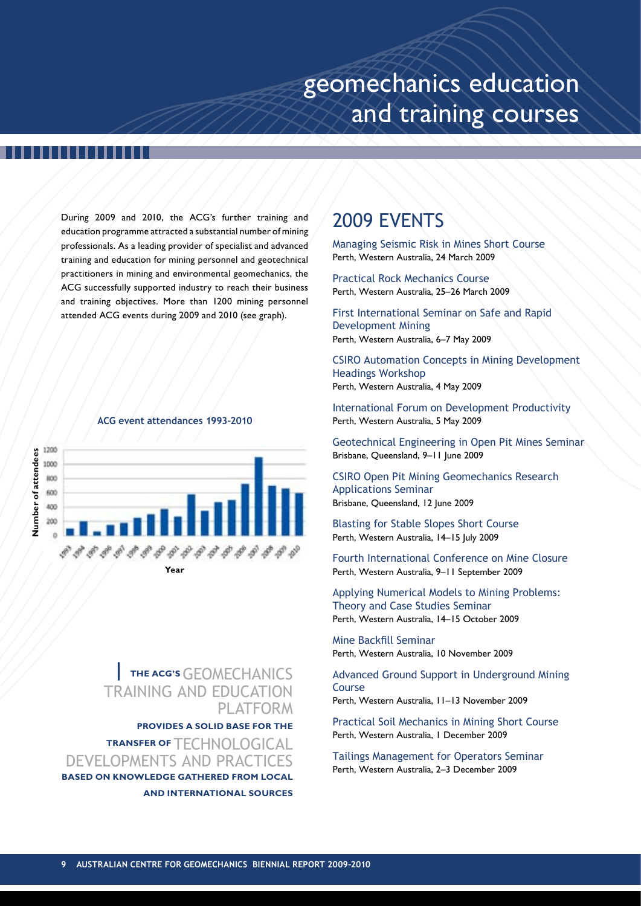# geomechanics education and training courses

During 2009 and 2010, the ACG's further training and education programme attracted a substantial number of mining professionals. As a leading provider of specialist and advanced training and education for mining personnel and geotechnical practitioners in mining and environmental geomechanics, the ACG successfully supported industry to reach their business and training objectives. More than 1200 mining personnel attended ACG events during 2009 and 2010 (see graph).

**ACG event attendances 1993-2010**

**THE ACG'S** GEOMECHANICS TRAINING AND EDUCATION PLATFORM **PROVIDES A SOLID BASE FOR THE TRANSFER OF** TECHNOLOGICAL DEVELOPMENTS AND PRACTICES **BASED ON KNOWLEDGE GATHERED FROM LOCAL AND INTERNATIONAL SOURCES**

## 2009 EVENTS

Managing Seismic Risk in Mines Short Course
Perth, Western Australia, 24 March 2009

Practical Rock Mechanics Course
Perth, Western Australia, 25–26 March 2009

First International Seminar on Safe and Rapid Development Mining
Perth, Western Australia, 6–7 May 2009

CSIRO Automation Concepts in Mining Development Headings Workshop
Perth, Western Australia, 4 May 2009

International Forum on Development Productivity
Perth, Western Australia, 5 May 2009

Geotechnical Engineering in Open Pit Mines Seminar
Brisbane, Queensland, 9–11 June 2009

CSIRO Open Pit Mining Geomechanics Research Applications Seminar
Brisbane, Queensland, 12 June 2009

Blasting for Stable Slopes Short Course
Perth, Western Australia, 14–15 July 2009

Fourth International Conference on Mine Closure
Perth, Western Australia, 9–11 September 2009

Applying Numerical Models to Mining Problems: Theory and Case Studies Seminar
Perth, Western Australia, 14–15 October 2009

Mine Backfill Seminar
Perth, Western Australia, 10 November 2009

Advanced Ground Support in Underground Mining Course
Perth, Western Australia, 11–13 November 2009

Practical Soil Mechanics in Mining Short Course
Perth, Western Australia, 1 December 2009

Tailings Management for Operators Seminar
Perth, Western Australia, 2–3 December 2009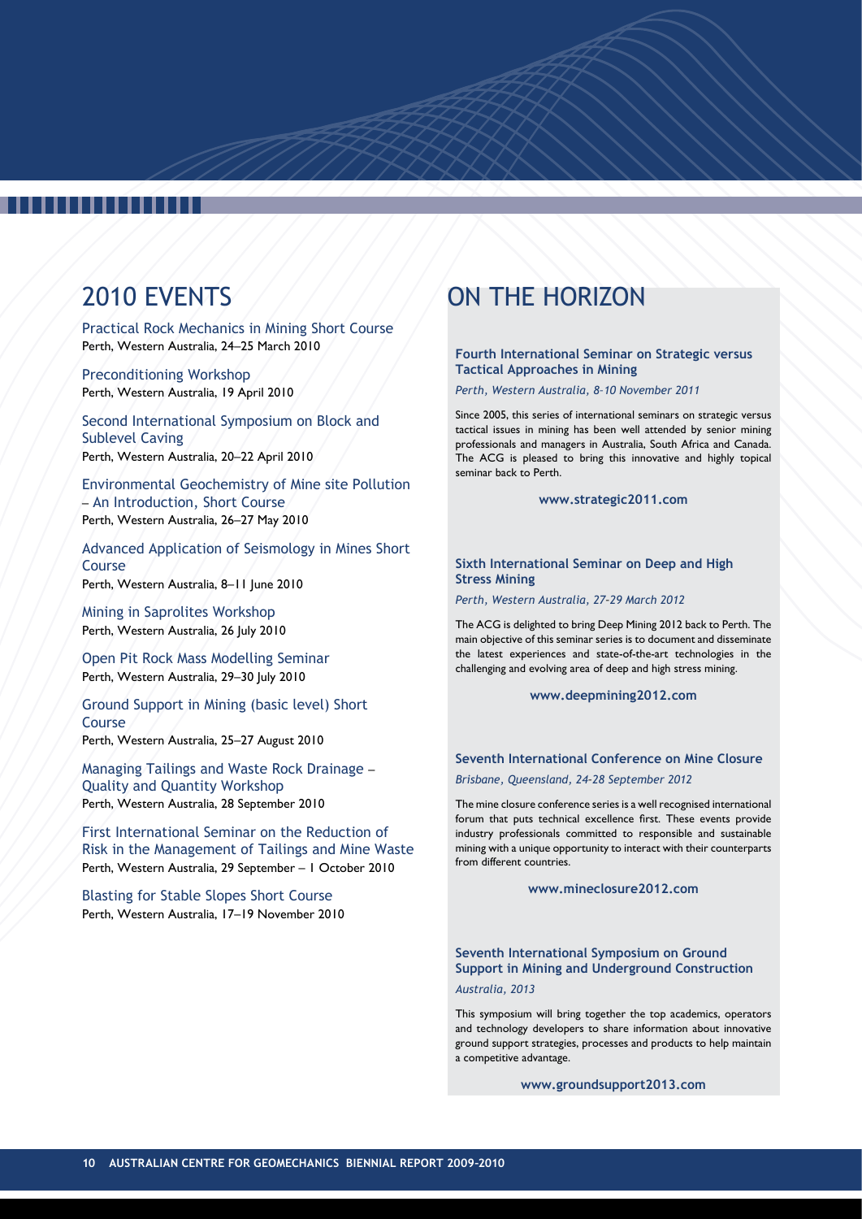## 2010 EVENTS

Practical Rock Mechanics in Mining Short Course
Perth, Western Australia, 24–25 March 2010

Preconditioning Workshop
Perth, Western Australia, 19 April 2010

Second International Symposium on Block and Sublevel Caving
Perth, Western Australia, 20–22 April 2010

Environmental Geochemistry of Mine site Pollution – An Introduction, Short Course
Perth, Western Australia, 26–27 May 2010

Advanced Application of Seismology in Mines Short Course
Perth, Western Australia, 8–11 June 2010

Mining in Saprolites Workshop
Perth, Western Australia, 26 July 2010

Open Pit Rock Mass Modelling Seminar
Perth, Western Australia, 29–30 July 2010

Ground Support in Mining (basic level) Short Course
Perth, Western Australia, 25–27 August 2010

Managing Tailings and Waste Rock Drainage – Quality and Quantity Workshop
Perth, Western Australia, 28 September 2010

First International Seminar on the Reduction of Risk in the Management of Tailings and Mine Waste
Perth, Western Australia, 29 September – 1 October 2010

Blasting for Stable Slopes Short Course
Perth, Western Australia, 17–19 November 2010

## ON THE HORIZON

### Fourth International Seminar on Strategic versus Tactical Approaches in Mining

*Perth, Western Australia, 8-10 November 2011*

Since 2005, this series of international seminars on strategic versus tactical issues in mining has been well attended by senior mining professionals and managers in Australia, South Africa and Canada. The ACG is pleased to bring this innovative and highly topical seminar back to Perth.

**www.strategic2011.com**

### Sixth International Seminar on Deep and High Stress Mining

*Perth, Western Australia, 27-29 March 2012*

The ACG is delighted to bring Deep Mining 2012 back to Perth. The main objective of this seminar series is to document and disseminate the latest experiences and state-of-the-art technologies in the challenging and evolving area of deep and high stress mining.

**www.deepmining2012.com**

### Seventh International Conference on Mine Closure

*Brisbane, Queensland, 24-28 September 2012*

The mine closure conference series is a well recognised international forum that puts technical excellence first. These events provide industry professionals committed to responsible and sustainable mining with a unique opportunity to interact with their counterparts from different countries.

**www.mineclosure2012.com**

### Seventh International Symposium on Ground Support in Mining and Underground Construction

*Australia, 2013*

This symposium will bring together the top academics, operators and technology developers to share information about innovative ground support strategies, processes and products to help maintain a competitive advantage.

**www.groundsupport2013.com**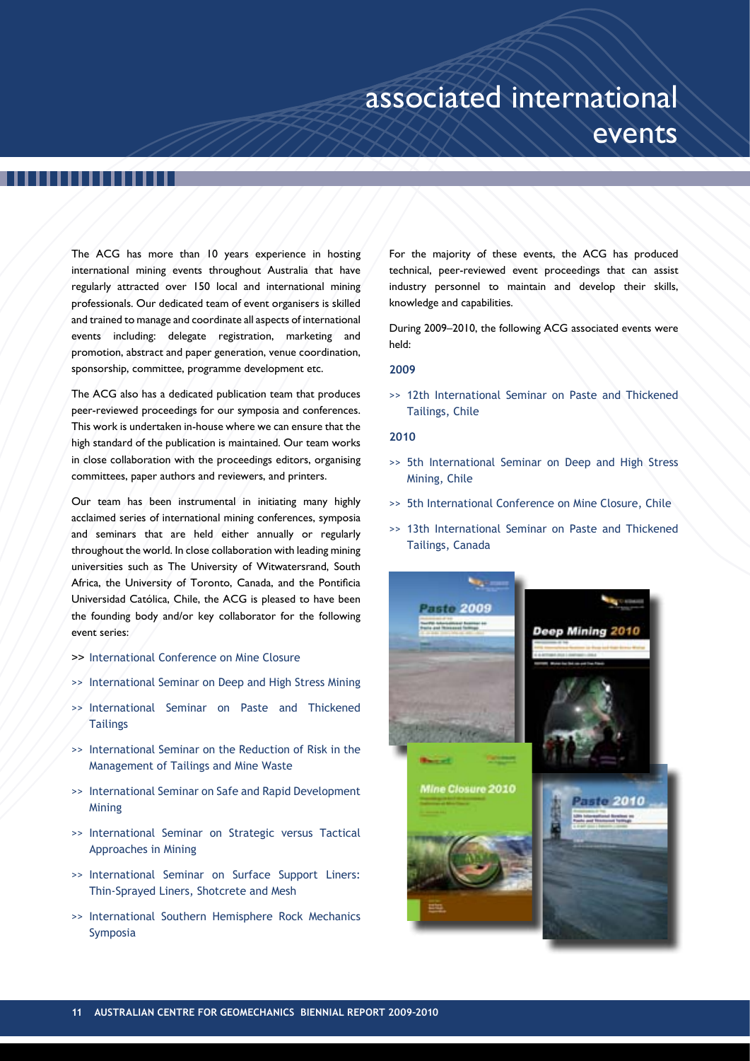# associated international events

The ACG has more than 10 years experience in hosting international mining events throughout Australia that have regularly attracted over 150 local and international mining professionals. Our dedicated team of event organisers is skilled and trained to manage and coordinate all aspects of international events including: delegate registration, marketing and promotion, abstract and paper generation, venue coordination, sponsorship, committee, programme development etc.

The ACG also has a dedicated publication team that produces peer-reviewed proceedings for our symposia and conferences. This work is undertaken in-house where we can ensure that the high standard of the publication is maintained. Our team works in close collaboration with the proceedings editors, organising committees, paper authors and reviewers, and printers.

Our team has been instrumental in initiating many highly acclaimed series of international mining conferences, symposia and seminars that are held either annually or regularly throughout the world. In close collaboration with leading mining universities such as The University of Witwatersrand, South Africa, the University of Toronto, Canada, and the Pontificia Universidad Católica, Chile, the ACG is pleased to have been the founding body and/or key collaborator for the following event series:

- International Conference on Mine Closure
- International Seminar on Deep and High Stress Mining
- International Seminar on Paste and Thickened Tailings
- International Seminar on the Reduction of Risk in the Management of Tailings and Mine Waste
- International Seminar on Safe and Rapid Development Mining
- International Seminar on Strategic versus Tactical Approaches in Mining
- International Seminar on Surface Support Liners: Thin-Sprayed Liners, Shotcrete and Mesh
- International Southern Hemisphere Rock Mechanics Symposia

For the majority of these events, the ACG has produced technical, peer-reviewed event proceedings that can assist industry personnel to maintain and develop their skills, knowledge and capabilities.

During 2009–2010, the following ACG associated events were held:

**2009**

- 12th International Seminar on Paste and Thickened Tailings, Chile

**2010**

- 5th International Seminar on Deep and High Stress Mining, Chile
- 5th International Conference on Mine Closure, Chile
- 13th International Seminar on Paste and Thickened Tailings, Canada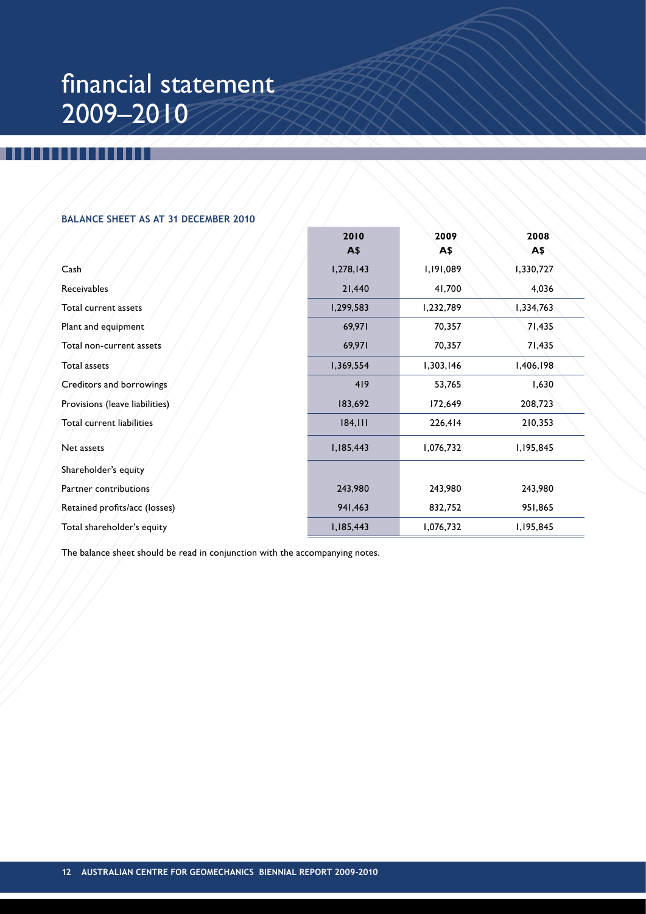# financial statement 2009–2010

### BALANCE SHEET AS AT 31 DECEMBER 2010

| | 2010 A$ | 2009 A$ | 2008 A$ |
|---|---|---|---|
| Cash | 1,278,143 | 1,191,089 | 1,330,727 |
| Receivables | 21,440 | 41,700 | 4,036 |
| Total current assets | 1,299,583 | 1,232,789 | 1,334,763 |
| Plant and equipment | 69,971 | 70,357 | 71,435 |
| Total non-current assets | 69,971 | 70,357 | 71,435 |
| Total assets | 1,369,554 | 1,303,146 | 1,406,198 |
| Creditors and borrowings | 419 | 53,765 | 1,630 |
| Provisions (leave liabilities) | 183,692 | 172,649 | 208,723 |
| Total current liabilities | 184,111 | 226,414 | 210,353 |
| Net assets | 1,185,443 | 1,076,732 | 1,195,845 |
| Shareholder's equity | | | |
| Partner contributions | 243,980 | 243,980 | 243,980 |
| Retained profits/acc (losses) | 941,463 | 832,752 | 951,865 |
| Total shareholder's equity | 1,185,443 | 1,076,732 | 1,195,845 |

The balance sheet should be read in conjunction with the accompanying notes.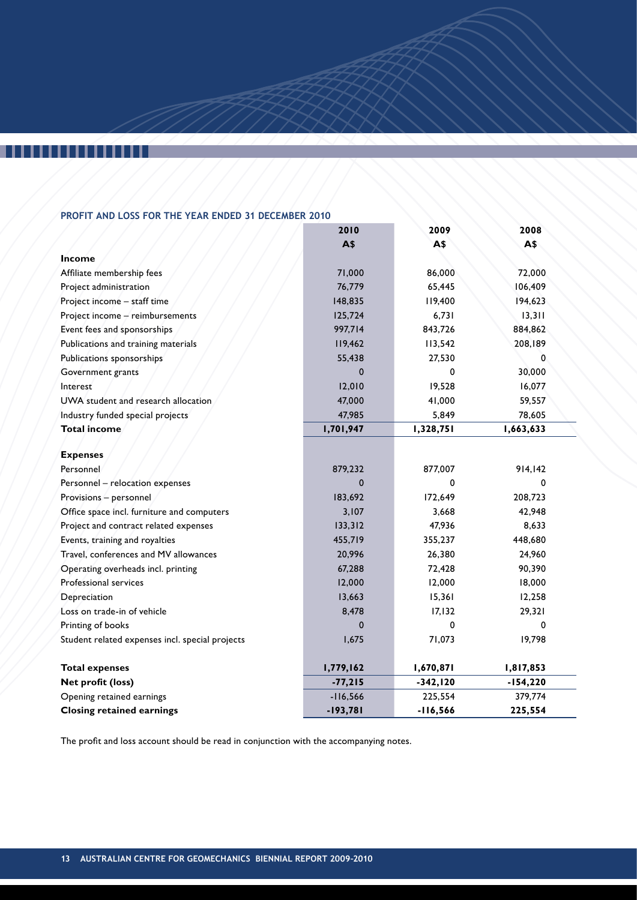## PROFIT AND LOSS FOR THE YEAR ENDED 31 DECEMBER 2010

| | 2010 | 2009 | 2008 |
|---|---|---|---|
| | A$ | A$ | A$ |
| **Income** | | | |
| Affiliate membership fees | 71,000 | 86,000 | 72,000 |
| Project administration | 76,779 | 65,445 | 106,409 |
| Project income – staff time | 148,835 | 119,400 | 194,623 |
| Project income – reimbursements | 125,724 | 6,731 | 13,311 |
| Event fees and sponsorships | 997,714 | 843,726 | 884,862 |
| Publications and training materials | 119,462 | 113,542 | 208,189 |
| Publications sponsorships | 55,438 | 27,530 | 0 |
| Government grants | 0 | 0 | 30,000 |
| Interest | 12,010 | 19,528 | 16,077 |
| UWA student and research allocation | 47,000 | 41,000 | 59,557 |
| Industry funded special projects | 47,985 | 5,849 | 78,605 |
| **Total income** | **1,701,947** | **1,328,751** | **1,663,633** |
| | | | |
| **Expenses** | | | |
| Personnel | 879,232 | 877,007 | 914,142 |
| Personnel – relocation expenses | 0 | 0 | 0 |
| Provisions – personnel | 183,692 | 172,649 | 208,723 |
| Office space incl. furniture and computers | 3,107 | 3,668 | 42,948 |
| Project and contract related expenses | 133,312 | 47,936 | 8,633 |
| Events, training and royalties | 455,719 | 355,237 | 448,680 |
| Travel, conferences and MV allowances | 20,996 | 26,380 | 24,960 |
| Operating overheads incl. printing | 67,288 | 72,428 | 90,390 |
| Professional services | 12,000 | 12,000 | 18,000 |
| Depreciation | 13,663 | 15,361 | 12,258 |
| Loss on trade-in of vehicle | 8,478 | 17,132 | 29,321 |
| Printing of books | 0 | 0 | 0 |
| Student related expenses incl. special projects | 1,675 | 71,073 | 19,798 |
| | | | |
| **Total expenses** | **1,779,162** | **1,670,871** | **1,817,853** |
| **Net profit (loss)** | **-77,215** | **-342,120** | **-154,220** |
| Opening retained earnings | -116,566 | 225,554 | 379,774 |
| **Closing retained earnings** | **-193,781** | **-116,566** | **225,554** |

The profit and loss account should be read in conjunction with the accompanying notes.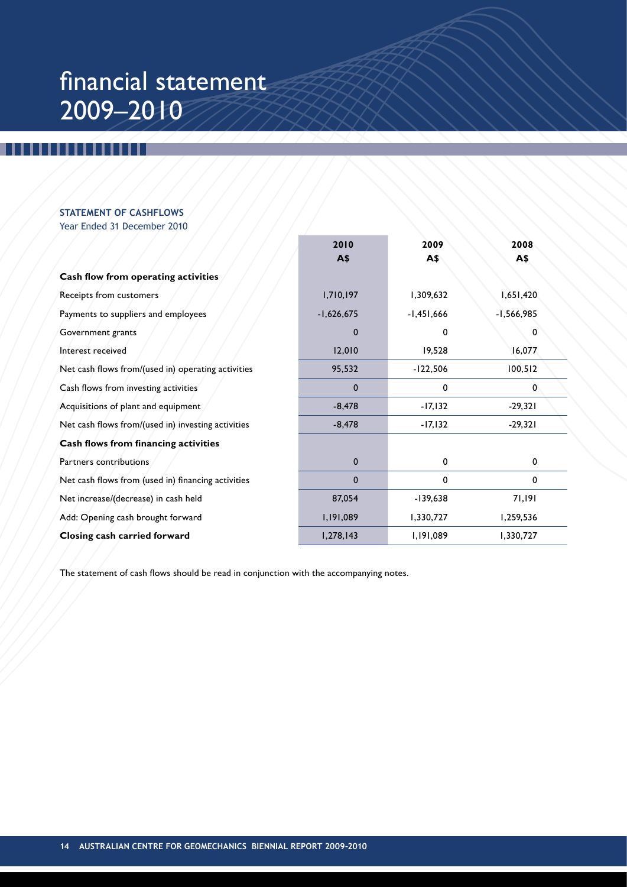# financial statement 2009–2010

**STATEMENT OF CASHFLOWS**

Year Ended 31 December 2010

| | 2010 A$ | 2009 A$ | 2008 A$ |
|---|---|---|---|
| **Cash flow from operating activities** | | | |
| Receipts from customers | 1,710,197 | 1,309,632 | 1,651,420 |
| Payments to suppliers and employees | -1,626,675 | -1,451,666 | -1,566,985 |
| Government grants | 0 | 0 | 0 |
| Interest received | 12,010 | 19,528 | 16,077 |
| Net cash flows from/(used in) operating activities | 95,532 | -122,506 | 100,512 |
| Cash flows from investing activities | 0 | 0 | 0 |
| Acquisitions of plant and equipment | -8,478 | -17,132 | -29,321 |
| Net cash flows from/(used in) investing activities | -8,478 | -17,132 | -29,321 |
| **Cash flows from financing activities** | | | |
| Partners contributions | 0 | 0 | 0 |
| Net cash flows from (used in) financing activities | 0 | 0 | 0 |
| Net increase/(decrease) in cash held | 87,054 | -139,638 | 71,191 |
| Add: Opening cash brought forward | 1,191,089 | 1,330,727 | 1,259,536 |
| **Closing cash carried forward** | 1,278,143 | 1,191,089 | 1,330,727 |

The statement of cash flows should be read in conjunction with the accompanying notes.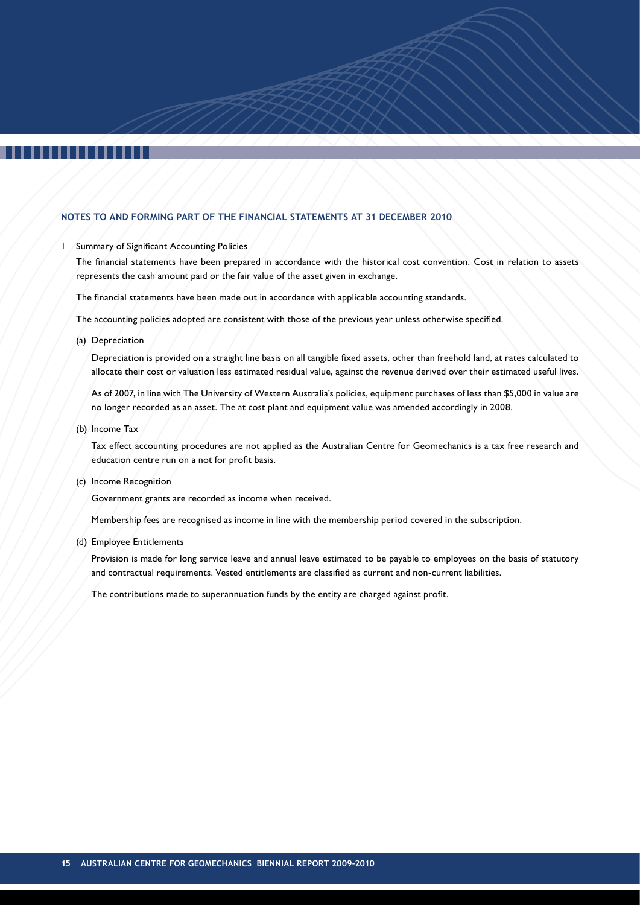## NOTES TO AND FORMING PART OF THE FINANCIAL STATEMENTS AT 31 DECEMBER 2010

1 Summary of Significant Accounting Policies

The financial statements have been prepared in accordance with the historical cost convention. Cost in relation to assets represents the cash amount paid or the fair value of the asset given in exchange.

The financial statements have been made out in accordance with applicable accounting standards.

The accounting policies adopted are consistent with those of the previous year unless otherwise specified.

(a) Depreciation

Depreciation is provided on a straight line basis on all tangible fixed assets, other than freehold land, at rates calculated to allocate their cost or valuation less estimated residual value, against the revenue derived over their estimated useful lives.

As of 2007, in line with The University of Western Australia's policies, equipment purchases of less than $5,000 in value are no longer recorded as an asset. The at cost plant and equipment value was amended accordingly in 2008.

(b) Income Tax

Tax effect accounting procedures are not applied as the Australian Centre for Geomechanics is a tax free research and education centre run on a not for profit basis.

(c) Income Recognition

Government grants are recorded as income when received.

Membership fees are recognised as income in line with the membership period covered in the subscription.

(d) Employee Entitlements

Provision is made for long service leave and annual leave estimated to be payable to employees on the basis of statutory and contractual requirements. Vested entitlements are classified as current and non-current liabilities.

The contributions made to superannuation funds by the entity are charged against profit.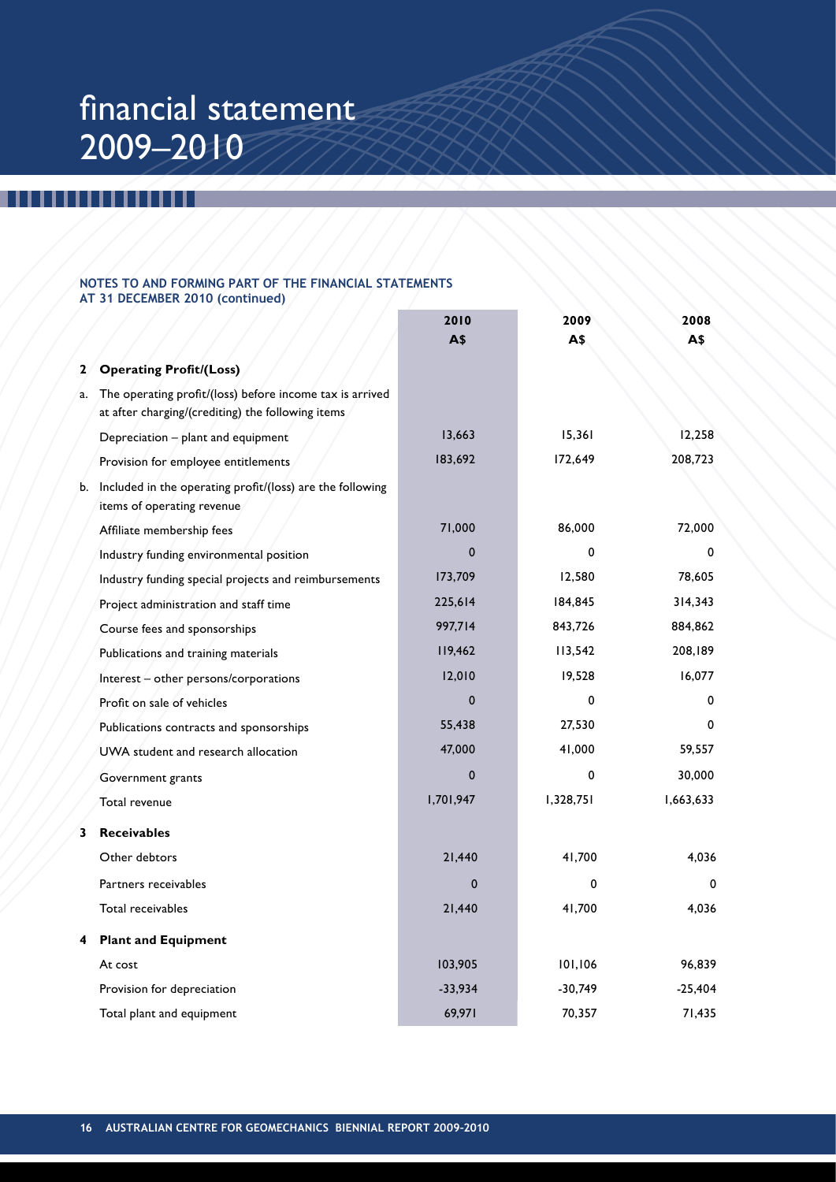# financial statement 2009–2010

**NOTES TO AND FORMING PART OF THE FINANCIAL STATEMENTS AT 31 DECEMBER 2010 (continued)**

| | | 2010 A$ | 2009 A$ | 2008 A$ |
|---|---|---|---|---|
| **2** | **Operating Profit/(Loss)** | | | |
| a. | The operating profit/(loss) before income tax is arrived at after charging/(crediting) the following items | | | |
| | Depreciation – plant and equipment | 13,663 | 15,361 | 12,258 |
| | Provision for employee entitlements | 183,692 | 172,649 | 208,723 |
| b. | Included in the operating profit/(loss) are the following items of operating revenue | | | |
| | Affiliate membership fees | 71,000 | 86,000 | 72,000 |
| | Industry funding environmental position | 0 | 0 | 0 |
| | Industry funding special projects and reimbursements | 173,709 | 12,580 | 78,605 |
| | Project administration and staff time | 225,614 | 184,845 | 314,343 |
| | Course fees and sponsorships | 997,714 | 843,726 | 884,862 |
| | Publications and training materials | 119,462 | 113,542 | 208,189 |
| | Interest – other persons/corporations | 12,010 | 19,528 | 16,077 |
| | Profit on sale of vehicles | 0 | 0 | 0 |
| | Publications contracts and sponsorships | 55,438 | 27,530 | 0 |
| | UWA student and research allocation | 47,000 | 41,000 | 59,557 |
| | Government grants | 0 | 0 | 30,000 |
| | Total revenue | 1,701,947 | 1,328,751 | 1,663,633 |
| **3** | **Receivables** | | | |
| | Other debtors | 21,440 | 41,700 | 4,036 |
| | Partners receivables | 0 | 0 | 0 |
| | Total receivables | 21,440 | 41,700 | 4,036 |
| **4** | **Plant and Equipment** | | | |
| | At cost | 103,905 | 101,106 | 96,839 |
| | Provision for depreciation | -33,934 | -30,749 | -25,404 |
| | Total plant and equipment | 69,971 | 70,357 | 71,435 |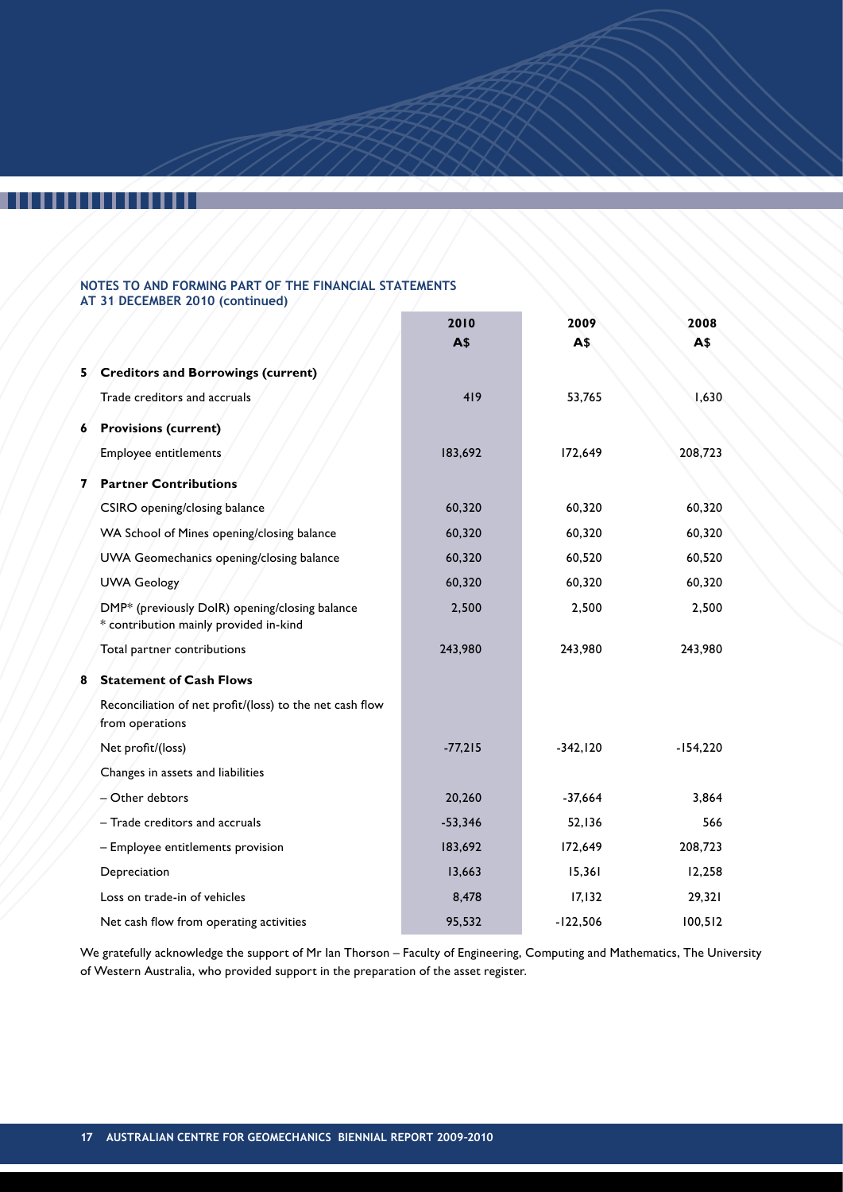**NOTES TO AND FORMING PART OF THE FINANCIAL STATEMENTS**
**AT 31 DECEMBER 2010 (continued)**

| | | 2010 A$ | 2009 A$ | 2008 A$ |
|---|---|---|---|---|
| **5** | **Creditors and Borrowings (current)** | | | |
| | Trade creditors and accruals | 419 | 53,765 | 1,630 |
| **6** | **Provisions (current)** | | | |
| | Employee entitlements | 183,692 | 172,649 | 208,723 |
| **7** | **Partner Contributions** | | | |
| | CSIRO opening/closing balance | 60,320 | 60,320 | 60,320 |
| | WA School of Mines opening/closing balance | 60,320 | 60,320 | 60,320 |
| | UWA Geomechanics opening/closing balance | 60,320 | 60,520 | 60,520 |
| | UWA Geology | 60,320 | 60,320 | 60,320 |
| | DMP* (previously DoIR) opening/closing balance<br>* contribution mainly provided in-kind | 2,500 | 2,500 | 2,500 |
| | Total partner contributions | 243,980 | 243,980 | 243,980 |
| **8** | **Statement of Cash Flows** | | | |
| | Reconciliation of net profit/(loss) to the net cash flow from operations | | | |
| | Net profit/(loss) | -77,215 | -342,120 | -154,220 |
| | Changes in assets and liabilities | | | |
| | – Other debtors | 20,260 | -37,664 | 3,864 |
| | – Trade creditors and accruals | -53,346 | 52,136 | 566 |
| | – Employee entitlements provision | 183,692 | 172,649 | 208,723 |
| | Depreciation | 13,663 | 15,361 | 12,258 |
| | Loss on trade-in of vehicles | 8,478 | 17,132 | 29,321 |
| | Net cash flow from operating activities | 95,532 | -122,506 | 100,512 |

We gratefully acknowledge the support of Mr Ian Thorson – Faculty of Engineering, Computing and Mathematics, The University of Western Australia, who provided support in the preparation of the asset register.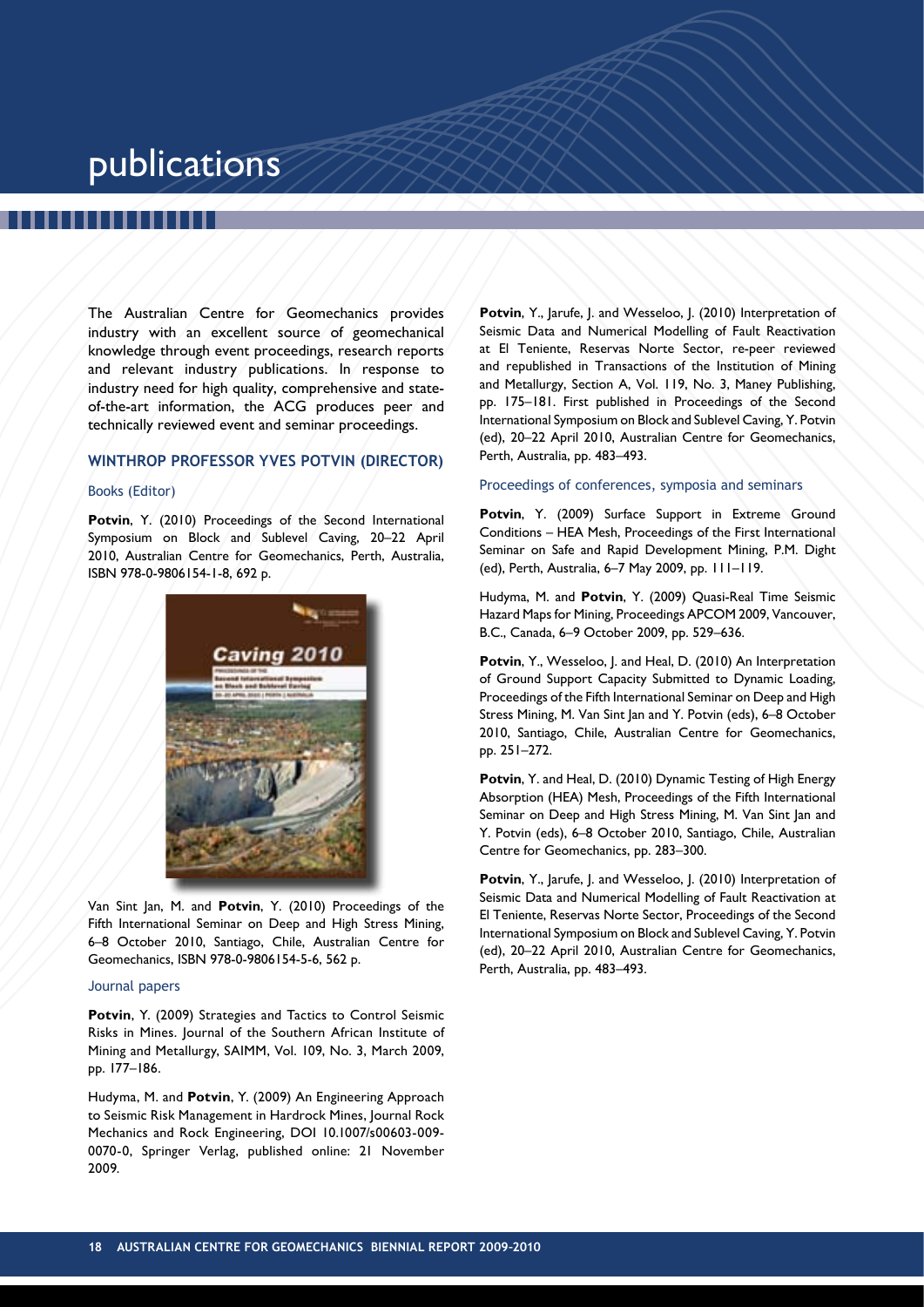# publications

The Australian Centre for Geomechanics provides industry with an excellent source of geomechanical knowledge through event proceedings, research reports and relevant industry publications. In response to industry need for high quality, comprehensive and state-of-the-art information, the ACG produces peer and technically reviewed event and seminar proceedings.

## WINTHROP PROFESSOR YVES POTVIN (DIRECTOR)

### Books (Editor)

**Potvin**, Y. (2010) Proceedings of the Second International Symposium on Block and Sublevel Caving, 20–22 April 2010, Australian Centre for Geomechanics, Perth, Australia, ISBN 978-0-9806154-1-8, 692 p.

Van Sint Jan, M. and **Potvin**, Y. (2010) Proceedings of the Fifth International Seminar on Deep and High Stress Mining, 6–8 October 2010, Santiago, Chile, Australian Centre for Geomechanics, ISBN 978-0-9806154-5-6, 562 p.

### Journal papers

**Potvin**, Y. (2009) Strategies and Tactics to Control Seismic Risks in Mines. Journal of the Southern African Institute of Mining and Metallurgy, SAIMM, Vol. 109, No. 3, March 2009, pp. 177–186.

Hudyma, M. and **Potvin**, Y. (2009) An Engineering Approach to Seismic Risk Management in Hardrock Mines, Journal Rock Mechanics and Rock Engineering, DOI 10.1007/s00603-009-0070-0, Springer Verlag, published online: 21 November 2009.

**Potvin**, Y., Jarufe, J. and Wesseloo, J. (2010) Interpretation of Seismic Data and Numerical Modelling of Fault Reactivation at El Teniente, Reservas Norte Sector, re-peer reviewed and republished in Transactions of the Institution of Mining and Metallurgy, Section A, Vol. 119, No. 3, Maney Publishing, pp. 175–181. First published in Proceedings of the Second International Symposium on Block and Sublevel Caving, Y. Potvin (ed), 20–22 April 2010, Australian Centre for Geomechanics, Perth, Australia, pp. 483–493.

### Proceedings of conferences, symposia and seminars

**Potvin**, Y. (2009) Surface Support in Extreme Ground Conditions – HEA Mesh, Proceedings of the First International Seminar on Safe and Rapid Development Mining, P.M. Dight (ed), Perth, Australia, 6–7 May 2009, pp. 111–119.

Hudyma, M. and **Potvin**, Y. (2009) Quasi-Real Time Seismic Hazard Maps for Mining, Proceedings APCOM 2009, Vancouver, B.C., Canada, 6–9 October 2009, pp. 529–636.

**Potvin**, Y., Wesseloo, J. and Heal, D. (2010) An Interpretation of Ground Support Capacity Submitted to Dynamic Loading, Proceedings of the Fifth International Seminar on Deep and High Stress Mining, M. Van Sint Jan and Y. Potvin (eds), 6–8 October 2010, Santiago, Chile, Australian Centre for Geomechanics, pp. 251–272.

**Potvin**, Y. and Heal, D. (2010) Dynamic Testing of High Energy Absorption (HEA) Mesh, Proceedings of the Fifth International Seminar on Deep and High Stress Mining, M. Van Sint Jan and Y. Potvin (eds), 6–8 October 2010, Santiago, Chile, Australian Centre for Geomechanics, pp. 283–300.

**Potvin**, Y., Jarufe, J. and Wesseloo, J. (2010) Interpretation of Seismic Data and Numerical Modelling of Fault Reactivation at El Teniente, Reservas Norte Sector, Proceedings of the Second International Symposium on Block and Sublevel Caving, Y. Potvin (ed), 20–22 April 2010, Australian Centre for Geomechanics, Perth, Australia, pp. 483–493.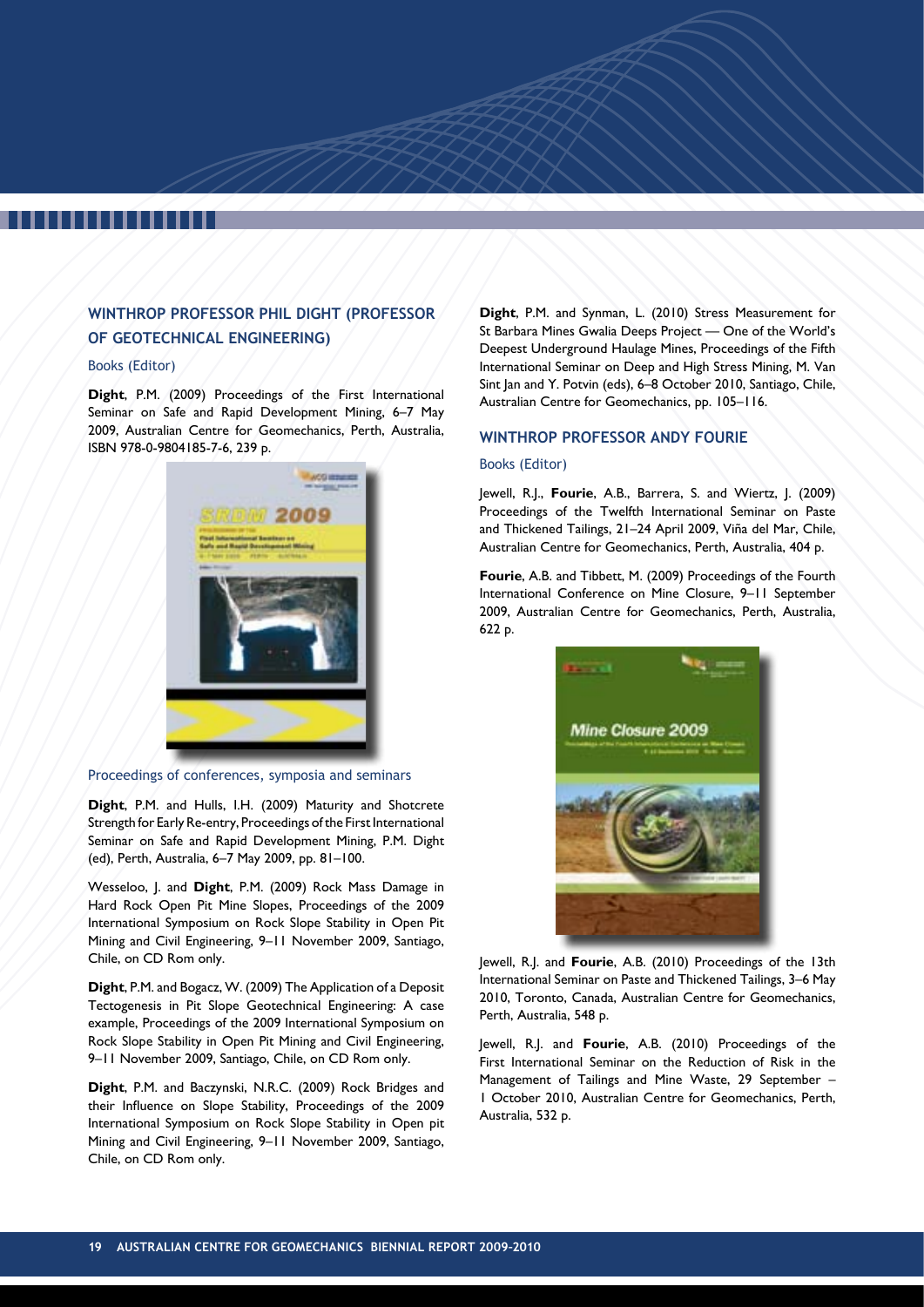## WINTHROP PROFESSOR PHIL DIGHT (PROFESSOR OF GEOTECHNICAL ENGINEERING)

### Books (Editor)

**Dight**, P.M. (2009) Proceedings of the First International Seminar on Safe and Rapid Development Mining, 6–7 May 2009, Australian Centre for Geomechanics, Perth, Australia, ISBN 978-0-9804185-7-6, 239 p.

### Proceedings of conferences, symposia and seminars

**Dight**, P.M. and Hulls, I.H. (2009) Maturity and Shotcrete Strength for Early Re-entry, Proceedings of the First International Seminar on Safe and Rapid Development Mining, P.M. Dight (ed), Perth, Australia, 6–7 May 2009, pp. 81–100.

Wesseloo, J. and **Dight**, P.M. (2009) Rock Mass Damage in Hard Rock Open Pit Mine Slopes, Proceedings of the 2009 International Symposium on Rock Slope Stability in Open Pit Mining and Civil Engineering, 9–11 November 2009, Santiago, Chile, on CD Rom only.

**Dight**, P.M. and Bogacz, W. (2009) The Application of a Deposit Tectogenesis in Pit Slope Geotechnical Engineering: A case example, Proceedings of the 2009 International Symposium on Rock Slope Stability in Open Pit Mining and Civil Engineering, 9–11 November 2009, Santiago, Chile, on CD Rom only.

**Dight**, P.M. and Baczynski, N.R.C. (2009) Rock Bridges and their Influence on Slope Stability, Proceedings of the 2009 International Symposium on Rock Slope Stability in Open pit Mining and Civil Engineering, 9–11 November 2009, Santiago, Chile, on CD Rom only.

**Dight**, P.M. and Synman, L. (2010) Stress Measurement for St Barbara Mines Gwalia Deeps Project — One of the World's Deepest Underground Haulage Mines, Proceedings of the Fifth International Seminar on Deep and High Stress Mining, M. Van Sint Jan and Y. Potvin (eds), 6–8 October 2010, Santiago, Chile, Australian Centre for Geomechanics, pp. 105–116.

## WINTHROP PROFESSOR ANDY FOURIE

### Books (Editor)

Jewell, R.J., **Fourie**, A.B., Barrera, S. and Wiertz, J. (2009) Proceedings of the Twelfth International Seminar on Paste and Thickened Tailings, 21–24 April 2009, Viña del Mar, Chile, Australian Centre for Geomechanics, Perth, Australia, 404 p.

**Fourie**, A.B. and Tibbett, M. (2009) Proceedings of the Fourth International Conference on Mine Closure, 9–11 September 2009, Australian Centre for Geomechanics, Perth, Australia, 622 p.

Jewell, R.J. and **Fourie**, A.B. (2010) Proceedings of the 13th International Seminar on Paste and Thickened Tailings, 3–6 May 2010, Toronto, Canada, Australian Centre for Geomechanics, Perth, Australia, 548 p.

Jewell, R.J. and **Fourie**, A.B. (2010) Proceedings of the First International Seminar on the Reduction of Risk in the Management of Tailings and Mine Waste, 29 September – 1 October 2010, Australian Centre for Geomechanics, Perth, Australia, 532 p.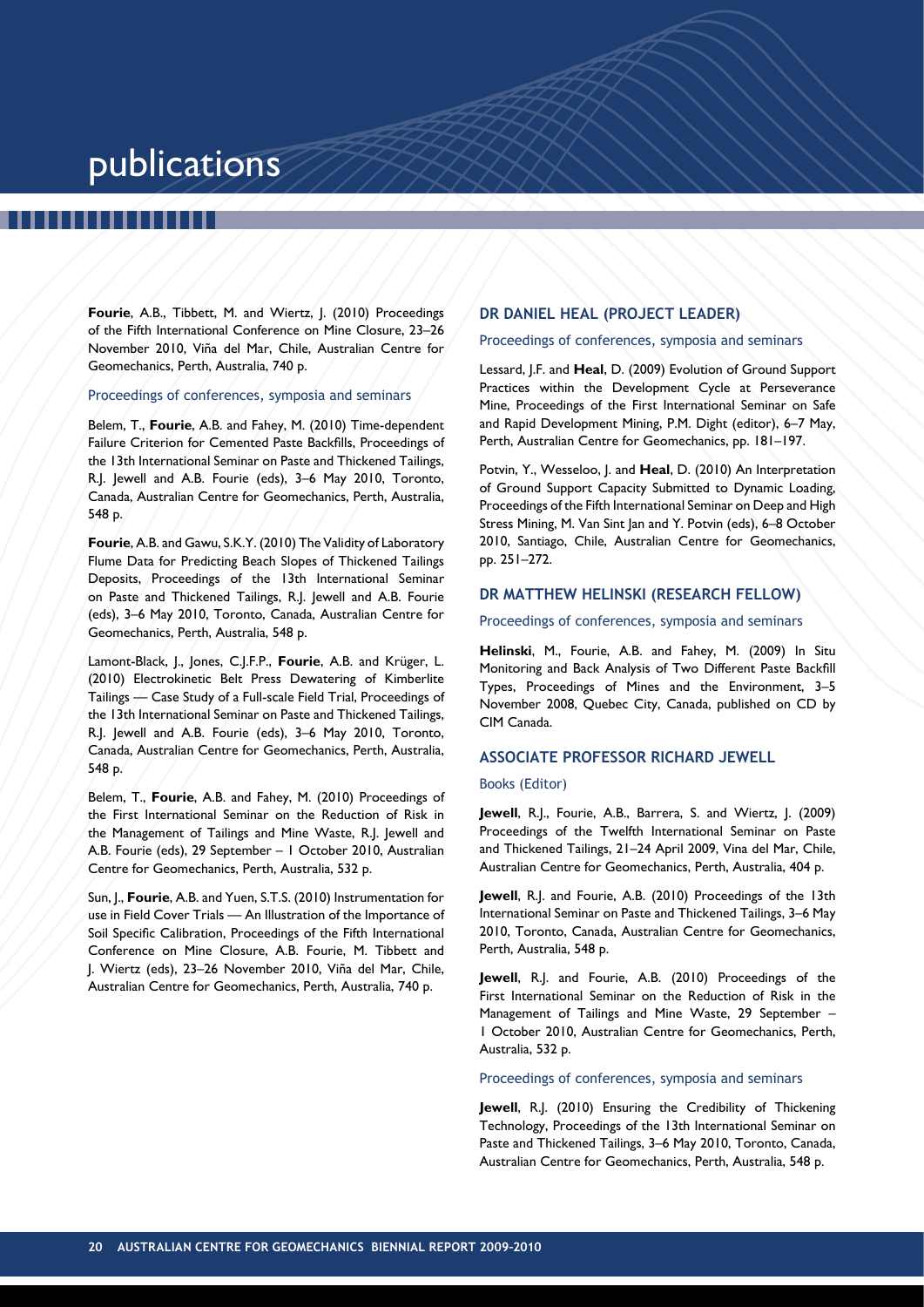# publications

**Fourie**, A.B., Tibbett, M. and Wiertz, J. (2010) Proceedings of the Fifth International Conference on Mine Closure, 23–26 November 2010, Viña del Mar, Chile, Australian Centre for Geomechanics, Perth, Australia, 740 p.

### Proceedings of conferences, symposia and seminars

Belem, T., **Fourie**, A.B. and Fahey, M. (2010) Time-dependent Failure Criterion for Cemented Paste Backfills, Proceedings of the 13th International Seminar on Paste and Thickened Tailings, R.J. Jewell and A.B. Fourie (eds), 3–6 May 2010, Toronto, Canada, Australian Centre for Geomechanics, Perth, Australia, 548 p.

**Fourie**, A.B. and Gawu, S.K.Y. (2010) The Validity of Laboratory Flume Data for Predicting Beach Slopes of Thickened Tailings Deposits, Proceedings of the 13th International Seminar on Paste and Thickened Tailings, R.J. Jewell and A.B. Fourie (eds), 3–6 May 2010, Toronto, Canada, Australian Centre for Geomechanics, Perth, Australia, 548 p.

Lamont-Black, J., Jones, C.J.F.P., **Fourie**, A.B. and Krüger, L. (2010) Electrokinetic Belt Press Dewatering of Kimberlite Tailings — Case Study of a Full-scale Field Trial, Proceedings of the 13th International Seminar on Paste and Thickened Tailings, R.J. Jewell and A.B. Fourie (eds), 3–6 May 2010, Toronto, Canada, Australian Centre for Geomechanics, Perth, Australia, 548 p.

Belem, T., **Fourie**, A.B. and Fahey, M. (2010) Proceedings of the First International Seminar on the Reduction of Risk in the Management of Tailings and Mine Waste, R.J. Jewell and A.B. Fourie (eds), 29 September – 1 October 2010, Australian Centre for Geomechanics, Perth, Australia, 532 p.

Sun, J., **Fourie**, A.B. and Yuen, S.T.S. (2010) Instrumentation for use in Field Cover Trials — An Illustration of the Importance of Soil Specific Calibration, Proceedings of the Fifth International Conference on Mine Closure, A.B. Fourie, M. Tibbett and J. Wiertz (eds), 23–26 November 2010, Viña del Mar, Chile, Australian Centre for Geomechanics, Perth, Australia, 740 p.

## DR DANIEL HEAL (PROJECT LEADER)

### Proceedings of conferences, symposia and seminars

Lessard, J.F. and **Heal**, D. (2009) Evolution of Ground Support Practices within the Development Cycle at Perseverance Mine, Proceedings of the First International Seminar on Safe and Rapid Development Mining, P.M. Dight (editor), 6–7 May, Perth, Australian Centre for Geomechanics, pp. 181–197.

Potvin, Y., Wesseloo, J. and **Heal**, D. (2010) An Interpretation of Ground Support Capacity Submitted to Dynamic Loading, Proceedings of the Fifth International Seminar on Deep and High Stress Mining, M. Van Sint Jan and Y. Potvin (eds), 6–8 October 2010, Santiago, Chile, Australian Centre for Geomechanics, pp. 251–272.

## DR MATTHEW HELINSKI (RESEARCH FELLOW)

### Proceedings of conferences, symposia and seminars

**Helinski**, M., Fourie, A.B. and Fahey, M. (2009) In Situ Monitoring and Back Analysis of Two Different Paste Backfill Types, Proceedings of Mines and the Environment, 3–5 November 2008, Quebec City, Canada, published on CD by CIM Canada.

## ASSOCIATE PROFESSOR RICHARD JEWELL

### Books (Editor)

**Jewell**, R.J., Fourie, A.B., Barrera, S. and Wiertz, J. (2009) Proceedings of the Twelfth International Seminar on Paste and Thickened Tailings, 21–24 April 2009, Vina del Mar, Chile, Australian Centre for Geomechanics, Perth, Australia, 404 p.

**Jewell**, R.J. and Fourie, A.B. (2010) Proceedings of the 13th International Seminar on Paste and Thickened Tailings, 3–6 May 2010, Toronto, Canada, Australian Centre for Geomechanics, Perth, Australia, 548 p.

**Jewell**, R.J. and Fourie, A.B. (2010) Proceedings of the First International Seminar on the Reduction of Risk in the Management of Tailings and Mine Waste, 29 September – 1 October 2010, Australian Centre for Geomechanics, Perth, Australia, 532 p.

### Proceedings of conferences, symposia and seminars

**Jewell**, R.J. (2010) Ensuring the Credibility of Thickening Technology, Proceedings of the 13th International Seminar on Paste and Thickened Tailings, 3–6 May 2010, Toronto, Canada, Australian Centre for Geomechanics, Perth, Australia, 548 p.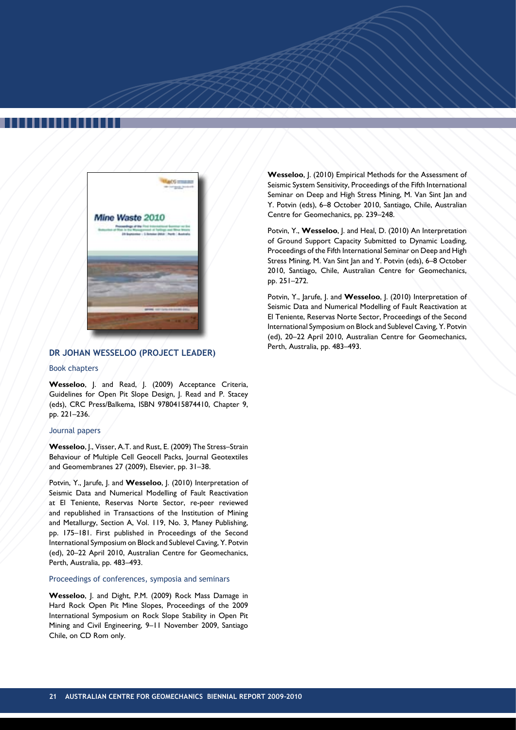## DR JOHAN WESSELOO (PROJECT LEADER)

### Book chapters

**Wesseloo**, J. and Read, J. (2009) Acceptance Criteria, Guidelines for Open Pit Slope Design, J. Read and P. Stacey (eds), CRC Press/Balkema, ISBN 9780415874410, Chapter 9, pp. 221–236.

### Journal papers

**Wesseloo**, J., Visser, A.T. and Rust, E. (2009) The Stress–Strain Behaviour of Multiple Cell Geocell Packs, Journal Geotextiles and Geomembranes 27 (2009), Elsevier, pp. 31–38.

Potvin, Y., Jarufe, J. and **Wesseloo**, J. (2010) Interpretation of Seismic Data and Numerical Modelling of Fault Reactivation at El Teniente, Reservas Norte Sector, re-peer reviewed and republished in Transactions of the Institution of Mining and Metallurgy, Section A, Vol. 119, No. 3, Maney Publishing, pp. 175–181. First published in Proceedings of the Second International Symposium on Block and Sublevel Caving, Y. Potvin (ed), 20–22 April 2010, Australian Centre for Geomechanics, Perth, Australia, pp. 483–493.

### Proceedings of conferences, symposia and seminars

**Wesseloo**, J. and Dight, P.M. (2009) Rock Mass Damage in Hard Rock Open Pit Mine Slopes, Proceedings of the 2009 International Symposium on Rock Slope Stability in Open Pit Mining and Civil Engineering, 9–11 November 2009, Santiago Chile, on CD Rom only.

**Wesseloo**, J. (2010) Empirical Methods for the Assessment of Seismic System Sensitivity, Proceedings of the Fifth International Seminar on Deep and High Stress Mining, M. Van Sint Jan and Y. Potvin (eds), 6–8 October 2010, Santiago, Chile, Australian Centre for Geomechanics, pp. 239–248.

Potvin, Y., **Wesseloo**, J. and Heal, D. (2010) An Interpretation of Ground Support Capacity Submitted to Dynamic Loading, Proceedings of the Fifth International Seminar on Deep and High Stress Mining, M. Van Sint Jan and Y. Potvin (eds), 6–8 October 2010, Santiago, Chile, Australian Centre for Geomechanics, pp. 251–272.

Potvin, Y., Jarufe, J. and **Wesseloo**, J. (2010) Interpretation of Seismic Data and Numerical Modelling of Fault Reactivation at El Teniente, Reservas Norte Sector, Proceedings of the Second International Symposium on Block and Sublevel Caving, Y. Potvin (ed), 20–22 April 2010, Australian Centre for Geomechanics, Perth, Australia, pp. 483–493.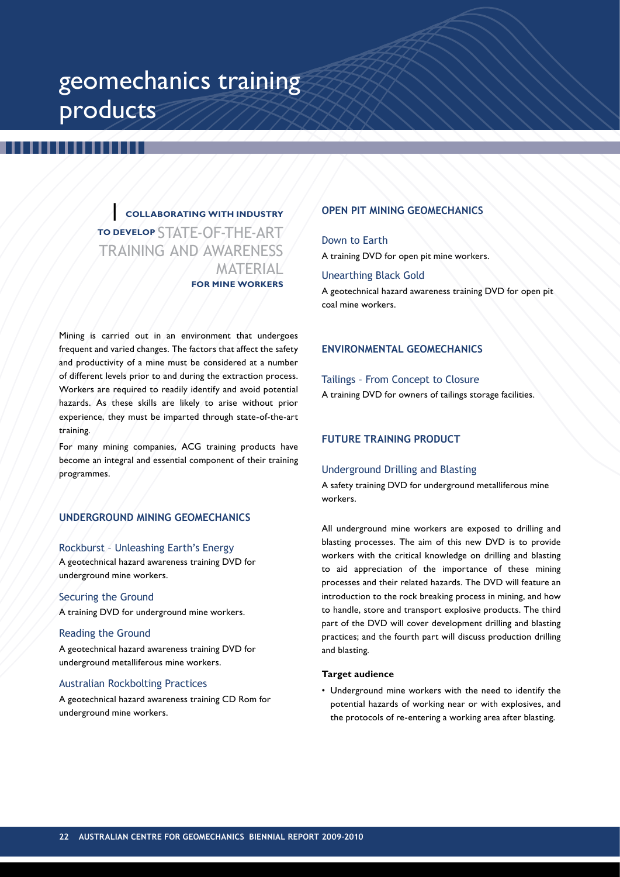# geomechanics training products

**COLLABORATING WITH INDUSTRY TO DEVELOP** STATE-OF-THE-ART TRAINING AND AWARENESS MATERIAL **FOR MINE WORKERS**

Mining is carried out in an environment that undergoes frequent and varied changes. The factors that affect the safety and productivity of a mine must be considered at a number of different levels prior to and during the extraction process. Workers are required to readily identify and avoid potential hazards. As these skills are likely to arise without prior experience, they must be imparted through state-of-the-art training.

For many mining companies, ACG training products have become an integral and essential component of their training programmes.

## UNDERGROUND MINING GEOMECHANICS

### Rockburst – Unleashing Earth's Energy

A geotechnical hazard awareness training DVD for underground mine workers.

### Securing the Ground

A training DVD for underground mine workers.

### Reading the Ground

A geotechnical hazard awareness training DVD for underground metalliferous mine workers.

### Australian Rockbolting Practices

A geotechnical hazard awareness training CD Rom for underground mine workers.

## OPEN PIT MINING GEOMECHANICS

### Down to Earth

A training DVD for open pit mine workers.

### Unearthing Black Gold

A geotechnical hazard awareness training DVD for open pit coal mine workers.

## ENVIRONMENTAL GEOMECHANICS

### Tailings – From Concept to Closure

A training DVD for owners of tailings storage facilities.

## FUTURE TRAINING PRODUCT

### Underground Drilling and Blasting

A safety training DVD for underground metalliferous mine workers.

All underground mine workers are exposed to drilling and blasting processes. The aim of this new DVD is to provide workers with the critical knowledge on drilling and blasting to aid appreciation of the importance of these mining processes and their related hazards. The DVD will feature an introduction to the rock breaking process in mining, and how to handle, store and transport explosive products. The third part of the DVD will cover development drilling and blasting practices; and the fourth part will discuss production drilling and blasting.

**Target audience**

- Underground mine workers with the need to identify the potential hazards of working near or with explosives, and the protocols of re-entering a working area after blasting.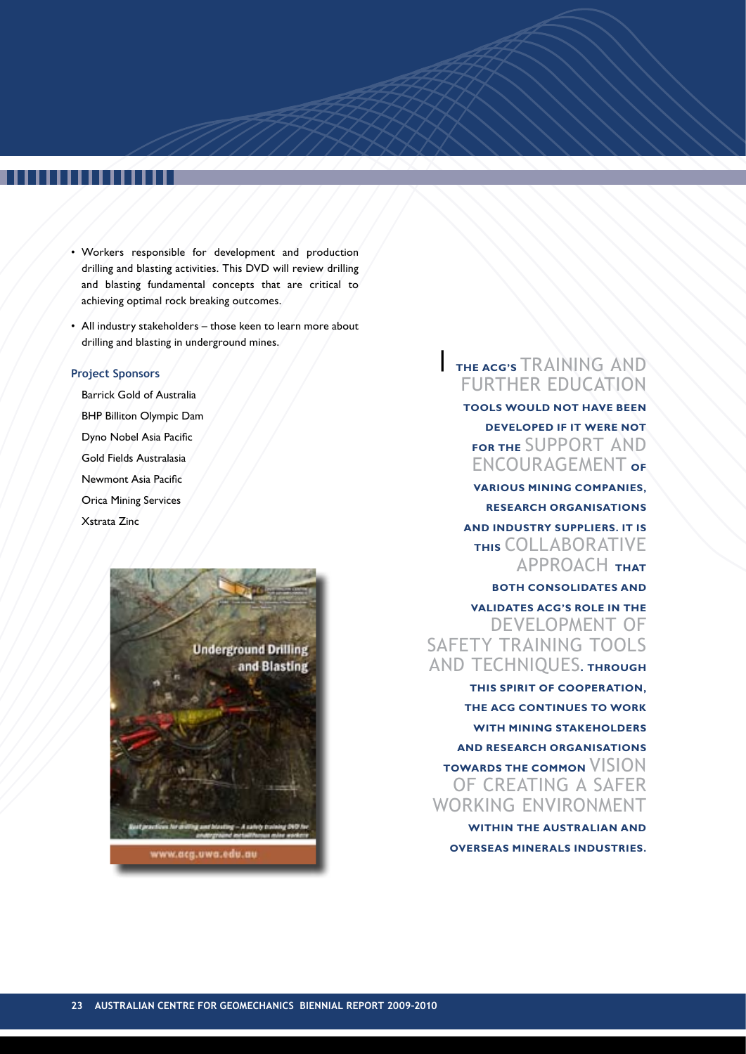- Workers responsible for development and production drilling and blasting activities. This DVD will review drilling and blasting fundamental concepts that are critical to achieving optimal rock breaking outcomes.
- All industry stakeholders – those keen to learn more about drilling and blasting in underground mines.

**Project Sponsors**

Barrick Gold of Australia
BHP Billiton Olympic Dam
Dyno Nobel Asia Pacific
Gold Fields Australasia
Newmont Asia Pacific
Orica Mining Services
Xstrata Zinc

The ACG's training and further education tools would not have been developed if it were not for the support and encouragement of various mining companies, research organisations and industry suppliers. It is this collaborative approach that both consolidates and validates ACG's role in the development of safety training tools and techniques. Through this spirit of cooperation, the ACG continues to work with mining stakeholders and research organisations towards the common vision of creating a safer working environment within the Australian and overseas minerals industries.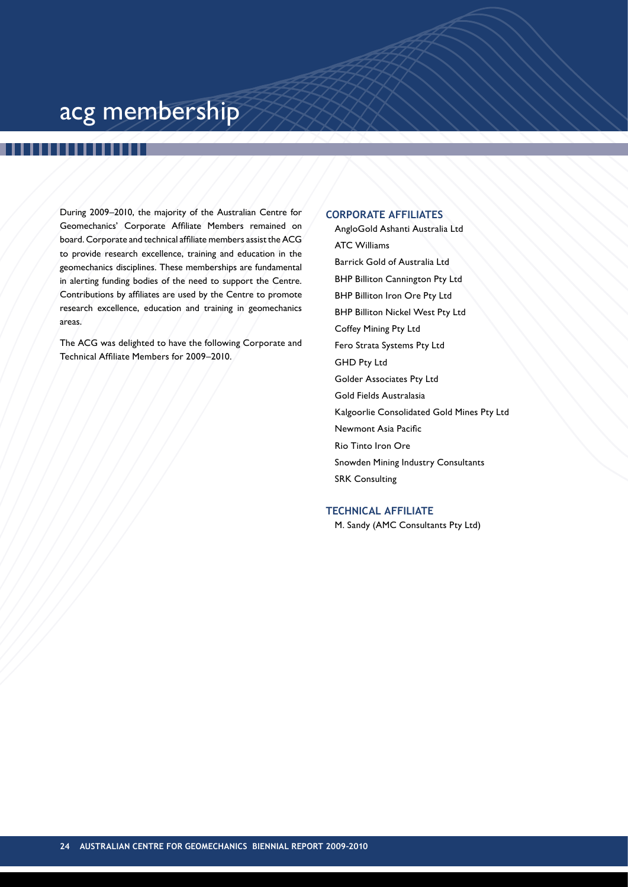# acg membership

During 2009–2010, the majority of the Australian Centre for Geomechanics' Corporate Affiliate Members remained on board. Corporate and technical affiliate members assist the ACG to provide research excellence, training and education in the geomechanics disciplines. These memberships are fundamental in alerting funding bodies of the need to support the Centre. Contributions by affiliates are used by the Centre to promote research excellence, education and training in geomechanics areas.

The ACG was delighted to have the following Corporate and Technical Affiliate Members for 2009–2010.

## CORPORATE AFFILIATES

- AngloGold Ashanti Australia Ltd
- ATC Williams
- Barrick Gold of Australia Ltd
- BHP Billiton Cannington Pty Ltd
- BHP Billiton Iron Ore Pty Ltd
- BHP Billiton Nickel West Pty Ltd
- Coffey Mining Pty Ltd
- Fero Strata Systems Pty Ltd
- GHD Pty Ltd
- Golder Associates Pty Ltd
- Gold Fields Australasia
- Kalgoorlie Consolidated Gold Mines Pty Ltd
- Newmont Asia Pacific
- Rio Tinto Iron Ore
- Snowden Mining Industry Consultants
- SRK Consulting

## TECHNICAL AFFILIATE

- M. Sandy (AMC Consultants Pty Ltd)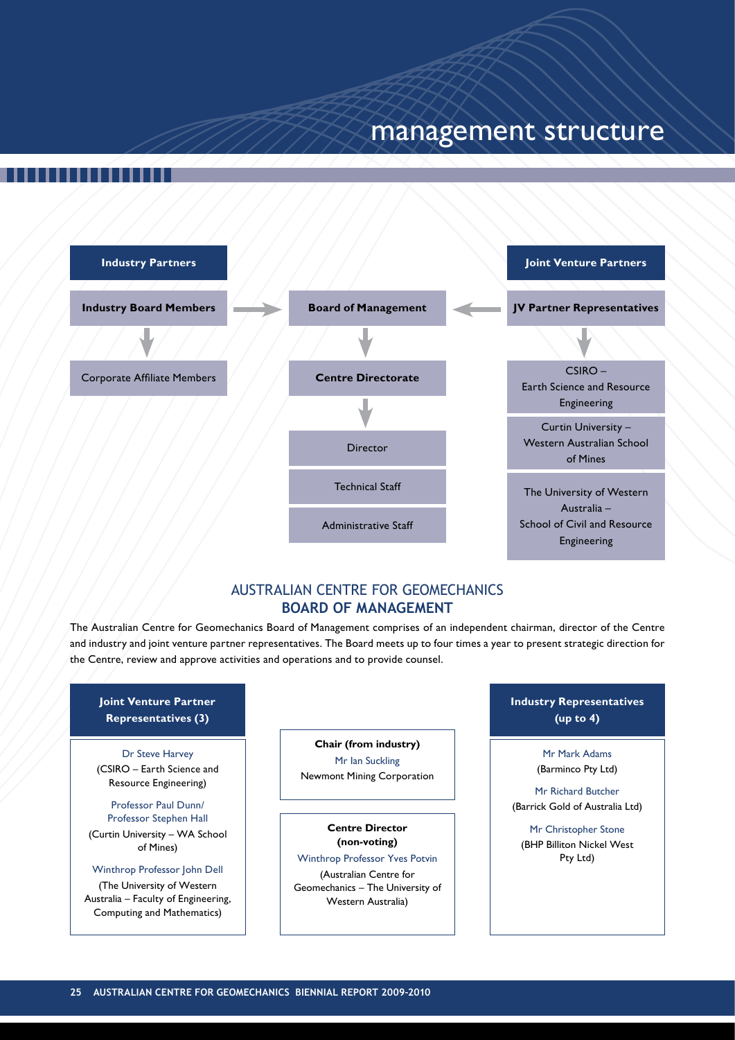# management structure

**Industry Partners**

**Industry Board Members** → **Board of Management** ← **JV Partner Representatives**

**Joint Venture Partners**

- **Industry Board Members**
  - Corporate Affiliate Members
- **Board of Management**
  - **Centre Directorate**
    - Director
    - Technical Staff
    - Administrative Staff
- **JV Partner Representatives**
  - CSIRO – Earth Science and Resource Engineering
  - Curtin University – Western Australian School of Mines
  - The University of Western Australia – School of Civil and Resource Engineering

## AUSTRALIAN CENTRE FOR GEOMECHANICS
## BOARD OF MANAGEMENT

The Australian Centre for Geomechanics Board of Management comprises of an independent chairman, director of the Centre and industry and joint venture partner representatives. The Board meets up to four times a year to present strategic direction for the Centre, review and approve activities and operations and to provide counsel.

**Joint Venture Partner Representatives (3)**

Dr Steve Harvey
(CSIRO – Earth Science and Resource Engineering)

Professor Paul Dunn/
Professor Stephen Hall
(Curtin University – WA School of Mines)

Winthrop Professor John Dell
(The University of Western Australia – Faculty of Engineering, Computing and Mathematics)

**Chair (from industry)**

Mr Ian Suckling
Newmont Mining Corporation

**Centre Director (non-voting)**

Winthrop Professor Yves Potvin
(Australian Centre for Geomechanics – The University of Western Australia)

**Industry Representatives (up to 4)**

Mr Mark Adams
(Barminco Pty Ltd)

Mr Richard Butcher
(Barrick Gold of Australia Ltd)

Mr Christopher Stone
(BHP Billiton Nickel West Pty Ltd)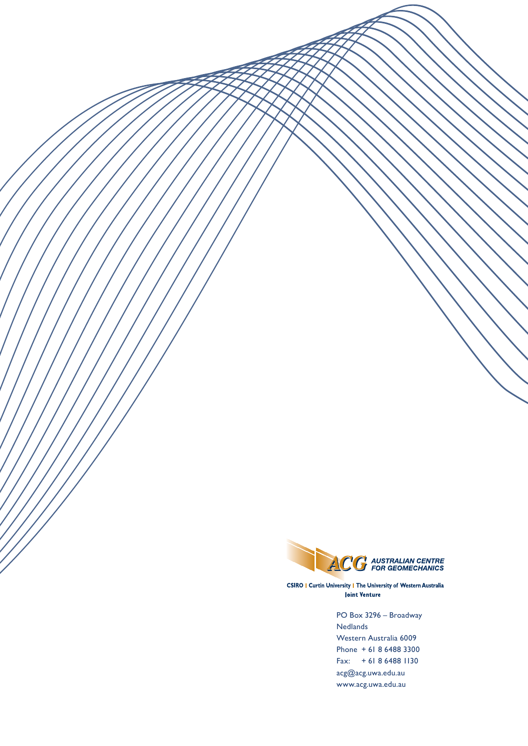ACG AUSTRALIAN CENTRE FOR GEOMECHANICS

CSIRO | Curtin University | The University of Western Australia
Joint Venture

PO Box 3296 – Broadway
Nedlands
Western Australia 6009
Phone + 61 8 6488 3300
Fax: + 61 8 6488 1130
acg@acg.uwa.edu.au
www.acg.uwa.edu.au